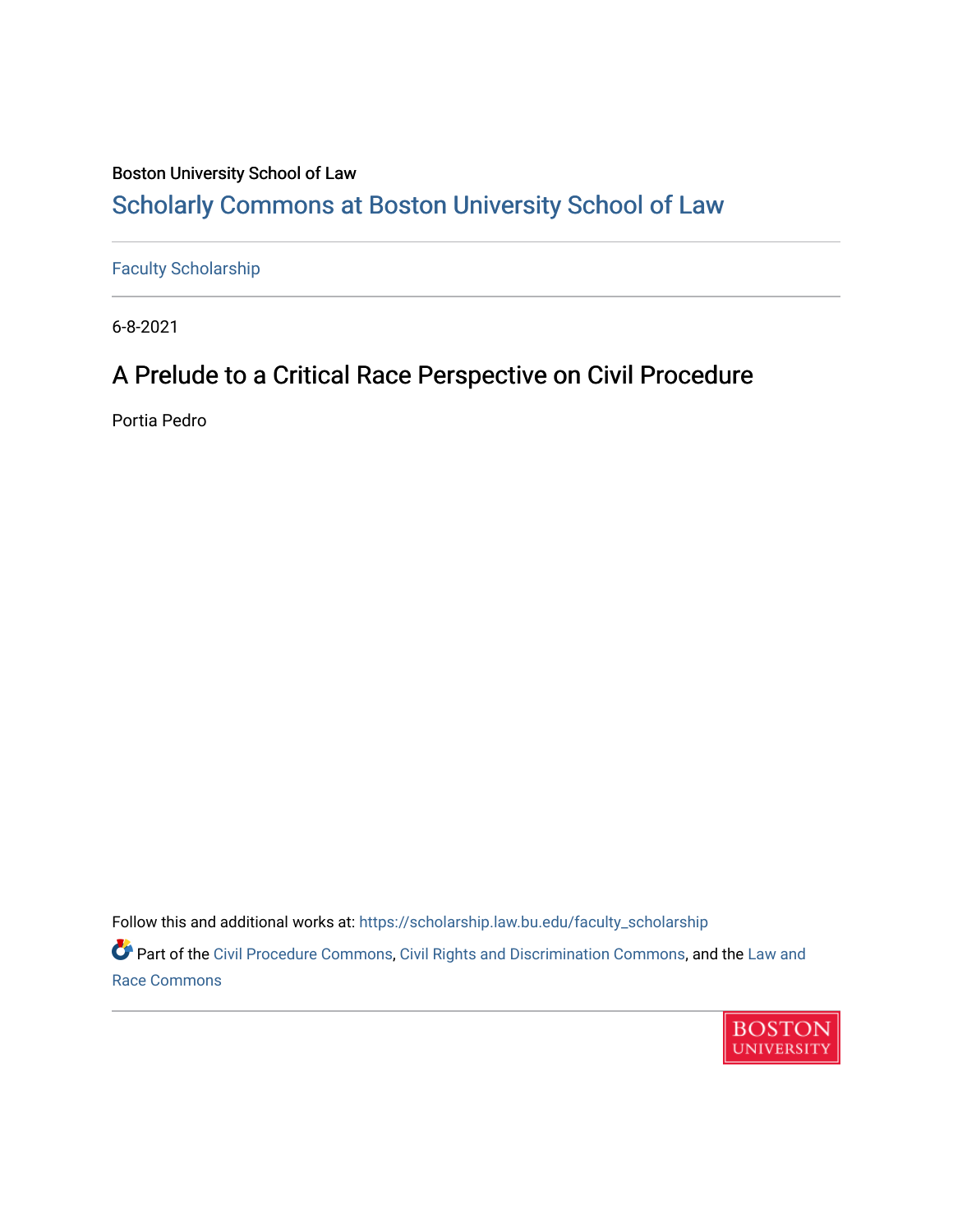Boston University School of Law

# Scholarly Commons at Boston University School of Law

Faculty Scholarship

6-8-2021

## A Prelude to a Critical Race Perspective on Civil Procedure

Portia Pedro

Follow this and additional works at: https://scholarship.law.bu.edu/faculty_scholarship

Part of the Civil Procedure Commons, Civil Rights and Discrimination Commons, and the Law and Race Commons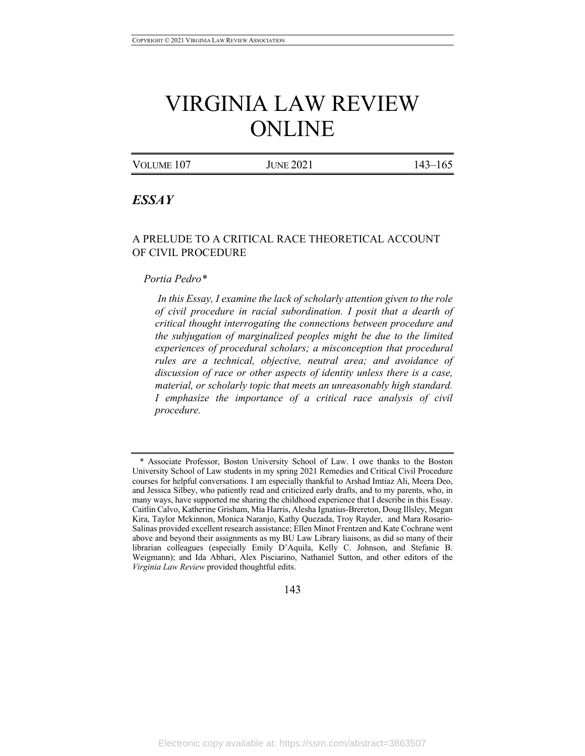# VIRGINIA LAW REVIEW ONLINE

## *ESSAY*

### A PRELUDE TO A CRITICAL RACE THEORETICAL ACCOUNT OF CIVIL PROCEDURE

*Portia Pedro**

*In this Essay, I examine the lack of scholarly attention given to the role of civil procedure in racial subordination. I posit that a dearth of critical thought interrogating the connections between procedure and the subjugation of marginalized peoples might be due to the limited experiences of procedural scholars; a misconception that procedural rules are a technical, objective, neutral area; and avoidance of discussion of race or other aspects of identity unless there is a case, material, or scholarly topic that meets an unreasonably high standard. I emphasize the importance of a critical race analysis of civil procedure.*

---

\* Associate Professor, Boston University School of Law. I owe thanks to the Boston University School of Law students in my spring 2021 Remedies and Critical Civil Procedure courses for helpful conversations. I am especially thankful to Arshad Imtiaz Ali, Meera Deo, and Jessica Silbey, who patiently read and criticized early drafts, and to my parents, who, in many ways, have supported me sharing the childhood experience that I describe in this Essay. Caitlin Calvo, Katherine Grisham, Mia Harris, Alesha Ignatius-Brereton, Doug Illsley, Megan Kira, Taylor Mckinnon, Monica Naranjo, Kathy Quezada, Troy Rayder, and Mara Rosario-Salinas provided excellent research assistance; Ellen Minot Frentzen and Kate Cochrane went above and beyond their assignments as my BU Law Library liaisons, as did so many of their librarian colleagues (especially Emily D'Aquila, Kelly C. Johnson, and Stefanie B. Weigmann); and Ida Abhari, Alex Pisciarino, Nathaniel Sutton, and other editors of the *Virginia Law Review* provided thoughtful edits.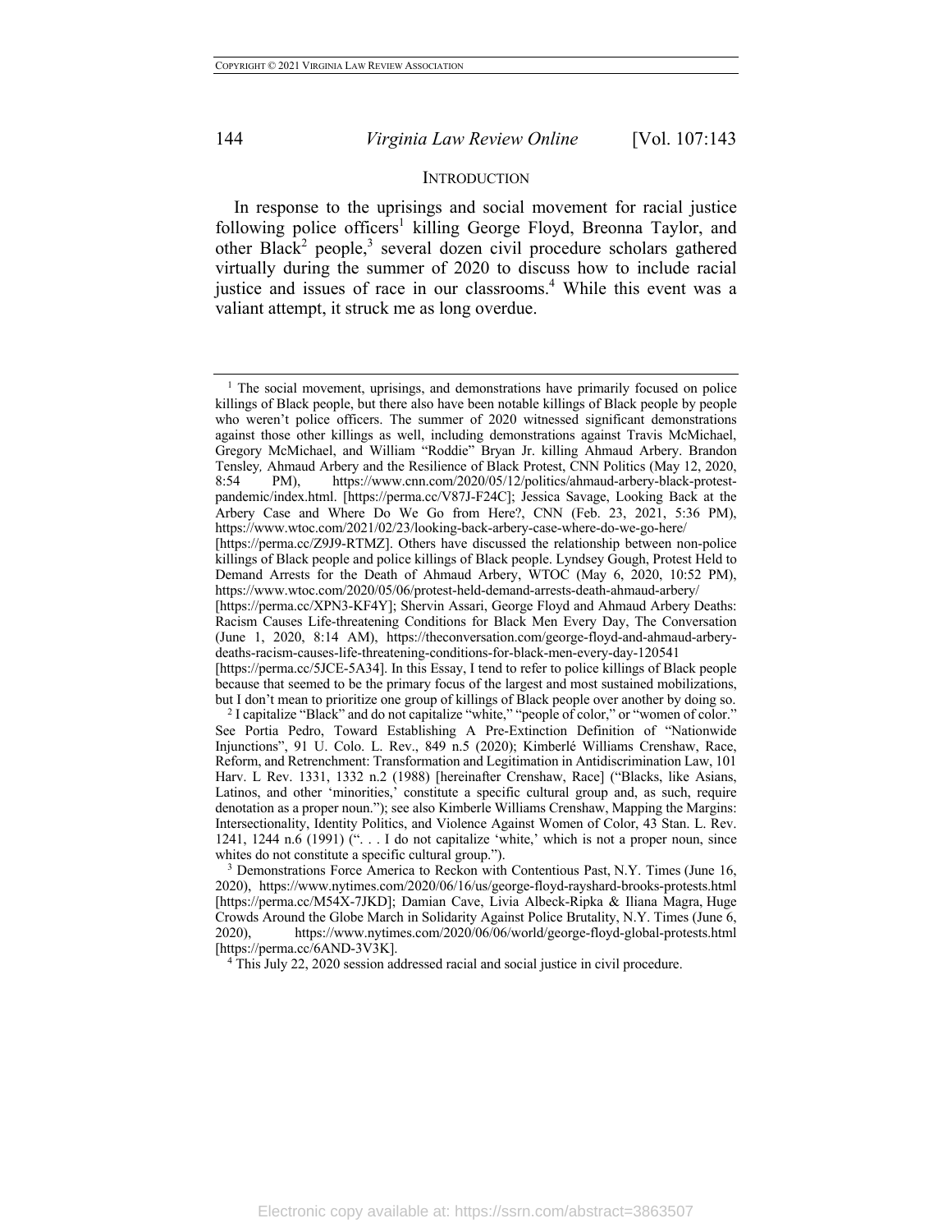## INTRODUCTION

In response to the uprisings and social movement for racial justice following police officers[1] killing George Floyd, Breonna Taylor, and other Black[2] people,[3] several dozen civil procedure scholars gathered virtually during the summer of 2020 to discuss how to include racial justice and issues of race in our classrooms.[4] While this event was a valiant attempt, it struck me as long overdue.

---

[1] The social movement, uprisings, and demonstrations have primarily focused on police killings of Black people, but there also have been notable killings of Black people by people who weren't police officers. The summer of 2020 witnessed significant demonstrations against those other killings as well, including demonstrations against Travis McMichael, Gregory McMichael, and William "Roddie" Bryan Jr. killing Ahmaud Arbery. Brandon Tensley, Ahmaud Arbery and the Resilience of Black Protest, CNN Politics (May 12, 2020, 8:54 PM), https://www.cnn.com/2020/05/12/politics/ahmaud-arbery-black-protest-pandemic/index.html. [https://perma.cc/V87J-F24C]; Jessica Savage, Looking Back at the Arbery Case and Where Do We Go from Here?, CNN (Feb. 23, 2021, 5:36 PM), https://www.wtoc.com/2021/02/23/looking-back-arbery-case-where-do-we-go-here/ [https://perma.cc/Z9J9-RTMZ]. Others have discussed the relationship between non-police killings of Black people and police killings of Black people. Lyndsey Gough, Protest Held to Demand Arrests for the Death of Ahmaud Arbery, WTOC (May 6, 2020, 10:52 PM), https://www.wtoc.com/2020/05/06/protest-held-demand-arrests-death-ahmaud-arbery/ [https://perma.cc/XPN3-KF4Y]; Shervin Assari, George Floyd and Ahmaud Arbery Deaths: Racism Causes Life-threatening Conditions for Black Men Every Day, The Conversation (June 1, 2020, 8:14 AM), https://theconversation.com/george-floyd-and-ahmaud-arbery-deaths-racism-causes-life-threatening-conditions-for-black-men-every-day-120541 [https://perma.cc/5JCE-5A34]. In this Essay, I tend to refer to police killings of Black people because that seemed to be the primary focus of the largest and most sustained mobilizations, but I don't mean to prioritize one group of killings of Black people over another by doing so.

[2] I capitalize "Black" and do not capitalize "white," "people of color," or "women of color." See Portia Pedro, Toward Establishing A Pre-Extinction Definition of "Nationwide Injunctions", 91 U. Colo. L. Rev., 849 n.5 (2020); Kimberlé Williams Crenshaw, Race, Reform, and Retrenchment: Transformation and Legitimation in Antidiscrimination Law, 101 Harv. L Rev. 1331, 1332 n.2 (1988) [hereinafter Crenshaw, Race] ("Blacks, like Asians, Latinos, and other 'minorities,' constitute a specific cultural group and, as such, require denotation as a proper noun."); see also Kimberle Williams Crenshaw, Mapping the Margins: Intersectionality, Identity Politics, and Violence Against Women of Color, 43 Stan. L. Rev. 1241, 1244 n.6 (1991) (". . . I do not capitalize 'white,' which is not a proper noun, since whites do not constitute a specific cultural group.").

[3] Demonstrations Force America to Reckon with Contentious Past, N.Y. Times (June 16, 2020), https://www.nytimes.com/2020/06/16/us/george-floyd-rayshard-brooks-protests.html [https://perma.cc/M54X-7JKD]; Damian Cave, Livia Albeck-Ripka & Iliana Magra, Huge Crowds Around the Globe March in Solidarity Against Police Brutality, N.Y. Times (June 6, 2020), https://www.nytimes.com/2020/06/06/world/george-floyd-global-protests.html [https://perma.cc/6AND-3V3K].

[4] This July 22, 2020 session addressed racial and social justice in civil procedure.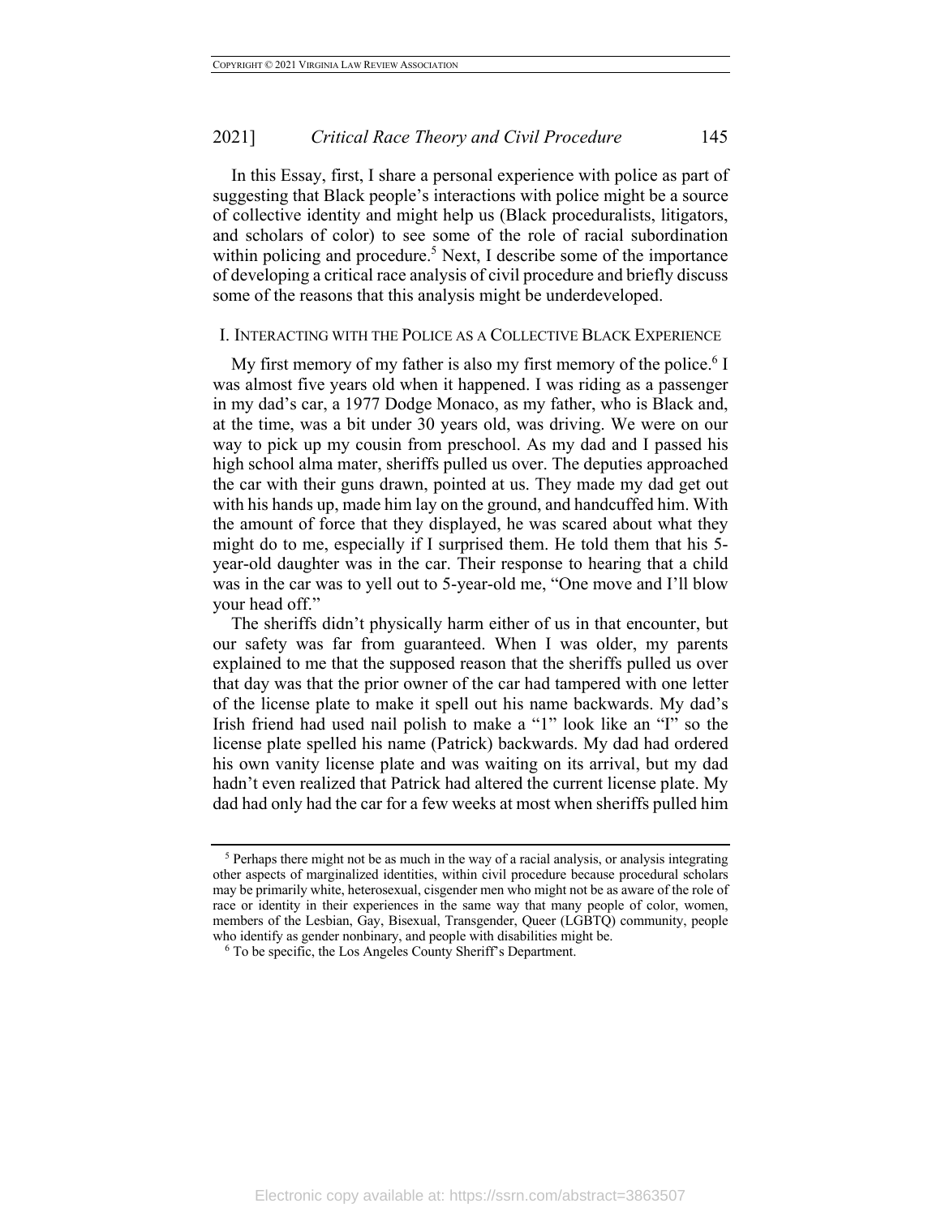In this Essay, first, I share a personal experience with police as part of suggesting that Black people's interactions with police might be a source of collective identity and might help us (Black proceduralists, litigators, and scholars of color) to see some of the role of racial subordination within policing and procedure.[5] Next, I describe some of the importance of developing a critical race analysis of civil procedure and briefly discuss some of the reasons that this analysis might be underdeveloped.

## I. INTERACTING WITH THE POLICE AS A COLLECTIVE BLACK EXPERIENCE

My first memory of my father is also my first memory of the police.[6] I was almost five years old when it happened. I was riding as a passenger in my dad's car, a 1977 Dodge Monaco, as my father, who is Black and, at the time, was a bit under 30 years old, was driving. We were on our way to pick up my cousin from preschool. As my dad and I passed his high school alma mater, sheriffs pulled us over. The deputies approached the car with their guns drawn, pointed at us. They made my dad get out with his hands up, made him lay on the ground, and handcuffed him. With the amount of force that they displayed, he was scared about what they might do to me, especially if I surprised them. He told them that his 5-year-old daughter was in the car. Their response to hearing that a child was in the car was to yell out to 5-year-old me, "One move and I'll blow your head off."

The sheriffs didn't physically harm either of us in that encounter, but our safety was far from guaranteed. When I was older, my parents explained to me that the supposed reason that the sheriffs pulled us over that day was that the prior owner of the car had tampered with one letter of the license plate to make it spell out his name backwards. My dad's Irish friend had used nail polish to make a "1" look like an "I" so the license plate spelled his name (Patrick) backwards. My dad had ordered his own vanity license plate and was waiting on its arrival, but my dad hadn't even realized that Patrick had altered the current license plate. My dad had only had the car for a few weeks at most when sheriffs pulled him

---

[5] Perhaps there might not be as much in the way of a racial analysis, or analysis integrating other aspects of marginalized identities, within civil procedure because procedural scholars may be primarily white, heterosexual, cisgender men who might not be as aware of the role of race or identity in their experiences in the same way that many people of color, women, members of the Lesbian, Gay, Bisexual, Transgender, Queer (LGBTQ) community, people who identify as gender nonbinary, and people with disabilities might be.

[6] To be specific, the Los Angeles County Sheriff's Department.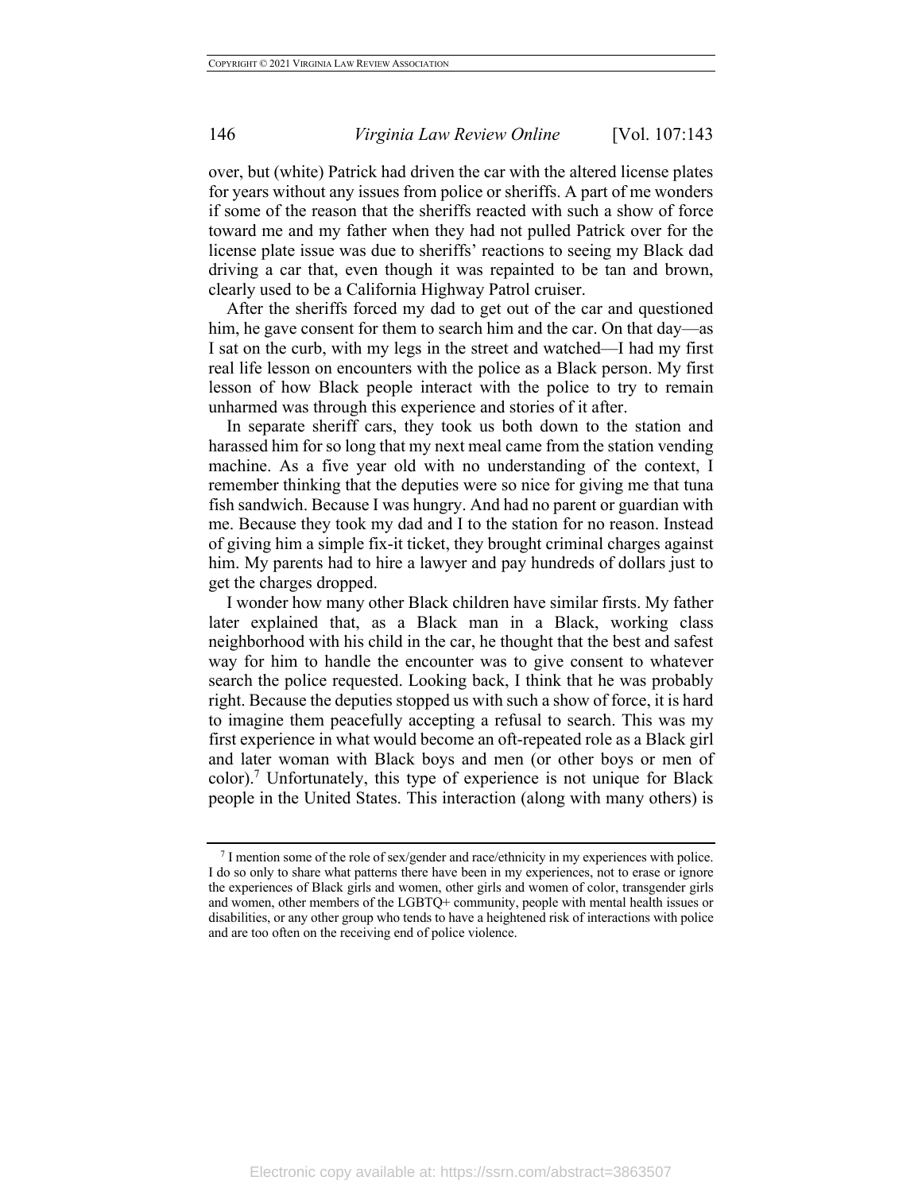over, but (white) Patrick had driven the car with the altered license plates for years without any issues from police or sheriffs. A part of me wonders if some of the reason that the sheriffs reacted with such a show of force toward me and my father when they had not pulled Patrick over for the license plate issue was due to sheriffs' reactions to seeing my Black dad driving a car that, even though it was repainted to be tan and brown, clearly used to be a California Highway Patrol cruiser.

After the sheriffs forced my dad to get out of the car and questioned him, he gave consent for them to search him and the car. On that day—as I sat on the curb, with my legs in the street and watched—I had my first real life lesson on encounters with the police as a Black person. My first lesson of how Black people interact with the police to try to remain unharmed was through this experience and stories of it after.

In separate sheriff cars, they took us both down to the station and harassed him for so long that my next meal came from the station vending machine. As a five year old with no understanding of the context, I remember thinking that the deputies were so nice for giving me that tuna fish sandwich. Because I was hungry. And had no parent or guardian with me. Because they took my dad and I to the station for no reason. Instead of giving him a simple fix-it ticket, they brought criminal charges against him. My parents had to hire a lawyer and pay hundreds of dollars just to get the charges dropped.

I wonder how many other Black children have similar firsts. My father later explained that, as a Black man in a Black, working class neighborhood with his child in the car, he thought that the best and safest way for him to handle the encounter was to give consent to whatever search the police requested. Looking back, I think that he was probably right. Because the deputies stopped us with such a show of force, it is hard to imagine them peacefully accepting a refusal to search. This was my first experience in what would become an oft-repeated role as a Black girl and later woman with Black boys and men (or other boys or men of color).[7] Unfortunately, this type of experience is not unique for Black people in the United States. This interaction (along with many others) is

---

[7] I mention some of the role of sex/gender and race/ethnicity in my experiences with police. I do so only to share what patterns there have been in my experiences, not to erase or ignore the experiences of Black girls and women, other girls and women of color, transgender girls and women, other members of the LGBTQ+ community, people with mental health issues or disabilities, or any other group who tends to have a heightened risk of interactions with police and are too often on the receiving end of police violence.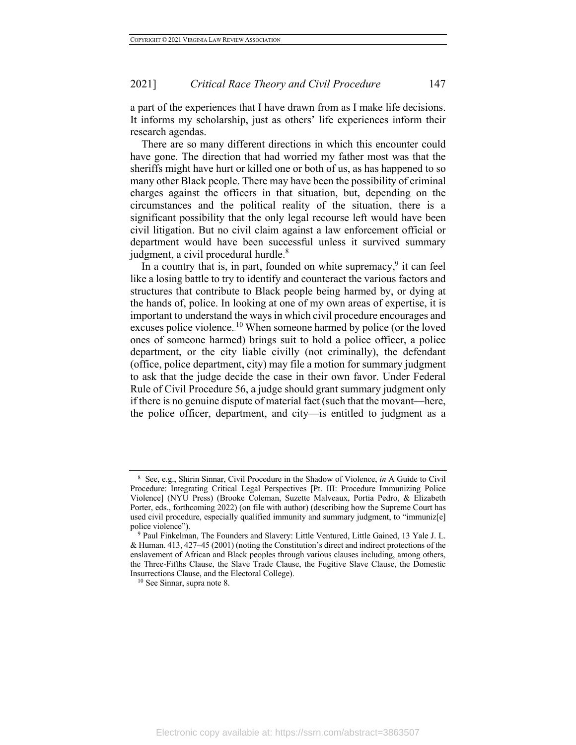a part of the experiences that I have drawn from as I make life decisions. It informs my scholarship, just as others' life experiences inform their research agendas.

There are so many different directions in which this encounter could have gone. The direction that had worried my father most was that the sheriffs might have hurt or killed one or both of us, as has happened to so many other Black people. There may have been the possibility of criminal charges against the officers in that situation, but, depending on the circumstances and the political reality of the situation, there is a significant possibility that the only legal recourse left would have been civil litigation. But no civil claim against a law enforcement official or department would have been successful unless it survived summary judgment, a civil procedural hurdle.[8]

In a country that is, in part, founded on white supremacy,[9] it can feel like a losing battle to try to identify and counteract the various factors and structures that contribute to Black people being harmed by, or dying at the hands of, police. In looking at one of my own areas of expertise, it is important to understand the ways in which civil procedure encourages and excuses police violence.[10] When someone harmed by police (or the loved ones of someone harmed) brings suit to hold a police officer, a police department, or the city liable civilly (not criminally), the defendant (office, police department, city) may file a motion for summary judgment to ask that the judge decide the case in their own favor. Under Federal Rule of Civil Procedure 56, a judge should grant summary judgment only if there is no genuine dispute of material fact (such that the movant—here, the police officer, department, and city—is entitled to judgment as a

---

[8] See, e.g., Shirin Sinnar, Civil Procedure in the Shadow of Violence, *in* A Guide to Civil Procedure: Integrating Critical Legal Perspectives [Pt. III: Procedure Immunizing Police Violence] (NYU Press) (Brooke Coleman, Suzette Malveaux, Portia Pedro, & Elizabeth Porter, eds., forthcoming 2022) (on file with author) (describing how the Supreme Court has used civil procedure, especially qualified immunity and summary judgment, to "immuniz[e] police violence").

[9] Paul Finkelman, The Founders and Slavery: Little Ventured, Little Gained, 13 Yale J. L. & Human. 413, 427–45 (2001) (noting the Constitution's direct and indirect protections of the enslavement of African and Black peoples through various clauses including, among others, the Three-Fifths Clause, the Slave Trade Clause, the Fugitive Slave Clause, the Domestic Insurrections Clause, and the Electoral College).

[10] See Sinnar, supra note 8.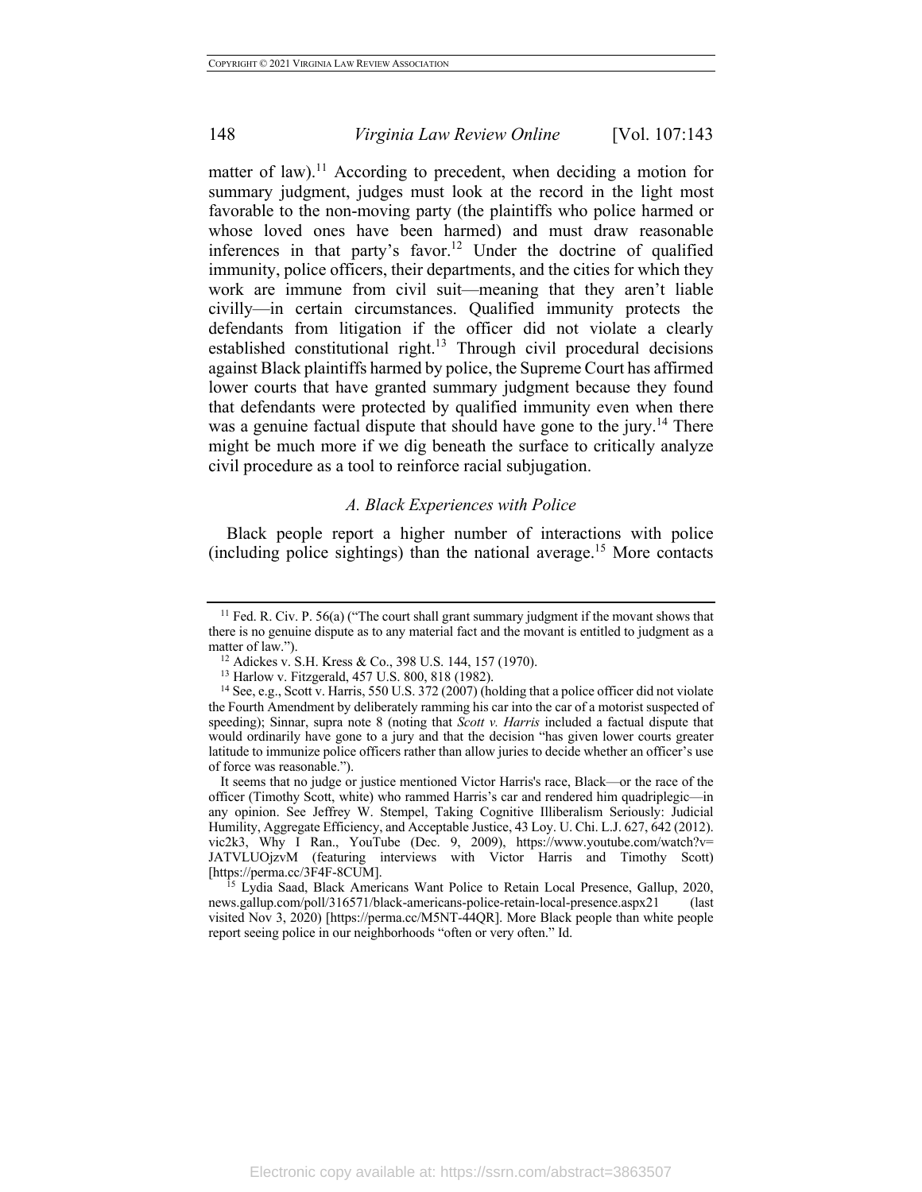matter of law).[11] According to precedent, when deciding a motion for summary judgment, judges must look at the record in the light most favorable to the non-moving party (the plaintiffs who police harmed or whose loved ones have been harmed) and must draw reasonable inferences in that party's favor.[12] Under the doctrine of qualified immunity, police officers, their departments, and the cities for which they work are immune from civil suit—meaning that they aren't liable civilly—in certain circumstances. Qualified immunity protects the defendants from litigation if the officer did not violate a clearly established constitutional right.[13] Through civil procedural decisions against Black plaintiffs harmed by police, the Supreme Court has affirmed lower courts that have granted summary judgment because they found that defendants were protected by qualified immunity even when there was a genuine factual dispute that should have gone to the jury.[14] There might be much more if we dig beneath the surface to critically analyze civil procedure as a tool to reinforce racial subjugation.

### *A. Black Experiences with Police*

Black people report a higher number of interactions with police (including police sightings) than the national average.[15] More contacts

---

[11] Fed. R. Civ. P. 56(a) ("The court shall grant summary judgment if the movant shows that there is no genuine dispute as to any material fact and the movant is entitled to judgment as a matter of law.").

[12] Adickes v. S.H. Kress & Co., 398 U.S. 144, 157 (1970).

[13] Harlow v. Fitzgerald, 457 U.S. 800, 818 (1982).

[14] See, e.g., Scott v. Harris, 550 U.S. 372 (2007) (holding that a police officer did not violate the Fourth Amendment by deliberately ramming his car into the car of a motorist suspected of speeding); Sinnar, supra note 8 (noting that *Scott v. Harris* included a factual dispute that would ordinarily have gone to a jury and that the decision "has given lower courts greater latitude to immunize police officers rather than allow juries to decide whether an officer's use of force was reasonable.").

It seems that no judge or justice mentioned Victor Harris's race, Black—or the race of the officer (Timothy Scott, white) who rammed Harris's car and rendered him quadriplegic—in any opinion. See Jeffrey W. Stempel, Taking Cognitive Illiberalism Seriously: Judicial Humility, Aggregate Efficiency, and Acceptable Justice, 43 Loy. U. Chi. L.J. 627, 642 (2012). vic2k3, Why I Ran., YouTube (Dec. 9, 2009), https://www.youtube.com/watch?v=JATVLUOjzvM (featuring interviews with Victor Harris and Timothy Scott) [https://perma.cc/3F4F-8CUM].

[15] Lydia Saad, Black Americans Want Police to Retain Local Presence, Gallup, 2020, news.gallup.com/poll/316571/black-americans-police-retain-local-presence.aspx21 (last visited Nov 3, 2020) [https://perma.cc/M5NT-44QR]. More Black people than white people report seeing police in our neighborhoods "often or very often." Id.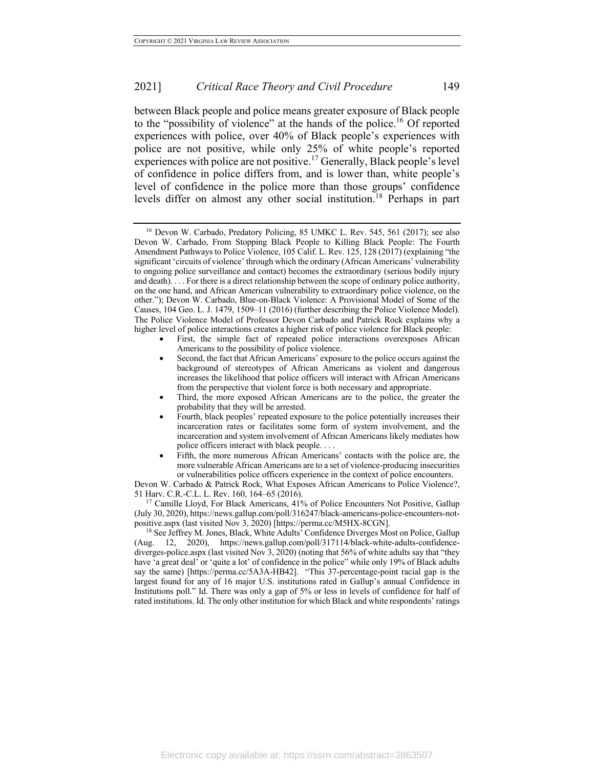between Black people and police means greater exposure of Black people to the "possibility of violence" at the hands of the police.[16] Of reported experiences with police, over 40% of Black people's experiences with police are not positive, while only 25% of white people's reported experiences with police are not positive.[17] Generally, Black people's level of confidence in police differs from, and is lower than, white people's level of confidence in the police more than those groups' confidence levels differ on almost any other social institution.[18] Perhaps in part

---

[16] Devon W. Carbado, Predatory Policing, 85 UMKC L. Rev. 545, 561 (2017); see also Devon W. Carbado, From Stopping Black People to Killing Black People: The Fourth Amendment Pathways to Police Violence, 105 Calif. L. Rev. 125, 128 (2017) (explaining "the significant 'circuits of violence' through which the ordinary (African Americans' vulnerability to ongoing police surveillance and contact) becomes the extraordinary (serious bodily injury and death). . . . For there is a direct relationship between the scope of ordinary police authority, on the one hand, and African American vulnerability to extraordinary police violence, on the other."); Devon W. Carbado, Blue-on-Black Violence: A Provisional Model of Some of the Causes, 104 Geo. L. J. 1479, 1509–11 (2016) (further describing the Police Violence Model). The Police Violence Model of Professor Devon Carbado and Patrick Rock explains why a higher level of police interactions creates a higher risk of police violence for Black people:

- First, the simple fact of repeated police interactions overexposes African Americans to the possibility of police violence.
- Second, the fact that African Americans' exposure to the police occurs against the background of stereotypes of African Americans as violent and dangerous increases the likelihood that police officers will interact with African Americans from the perspective that violent force is both necessary and appropriate.
- Third, the more exposed African Americans are to the police, the greater the probability that they will be arrested.
- Fourth, black peoples' repeated exposure to the police potentially increases their incarceration rates or facilitates some form of system involvement, and the incarceration and system involvement of African Americans likely mediates how police officers interact with black people. . . .
- Fifth, the more numerous African Americans' contacts with the police are, the more vulnerable African Americans are to a set of violence-producing insecurities or vulnerabilities police officers experience in the context of police encounters.

Devon W. Carbado & Patrick Rock, What Exposes African Americans to Police Violence?, 51 Harv. C.R.-C.L. L. Rev. 160, 164–65 (2016).

[17] Camille Lloyd, For Black Americans, 41% of Police Encounters Not Positive, Gallup (July 30, 2020), https://news.gallup.com/poll/316247/black-americans-police-encounters-not-positive.aspx (last visited Nov 3, 2020) [https://perma.cc/M5HX-8CGN].

[18] See Jeffrey M. Jones, Black, White Adults' Confidence Diverges Most on Police, Gallup (Aug. 12, 2020), https://news.gallup.com/poll/317114/black-white-adults-confidence-diverges-police.aspx (last visited Nov 3, 2020) (noting that 56% of white adults say that "they have 'a great deal' or 'quite a lot' of confidence in the police" while only 19% of Black adults say the same) [https://perma.cc/5A3A-HB42]. "This 37-percentage-point racial gap is the largest found for any of 16 major U.S. institutions rated in Gallup's annual Confidence in Institutions poll." Id. There was only a gap of 5% or less in levels of confidence for half of rated institutions. Id. The only other institution for which Black and white respondents' ratings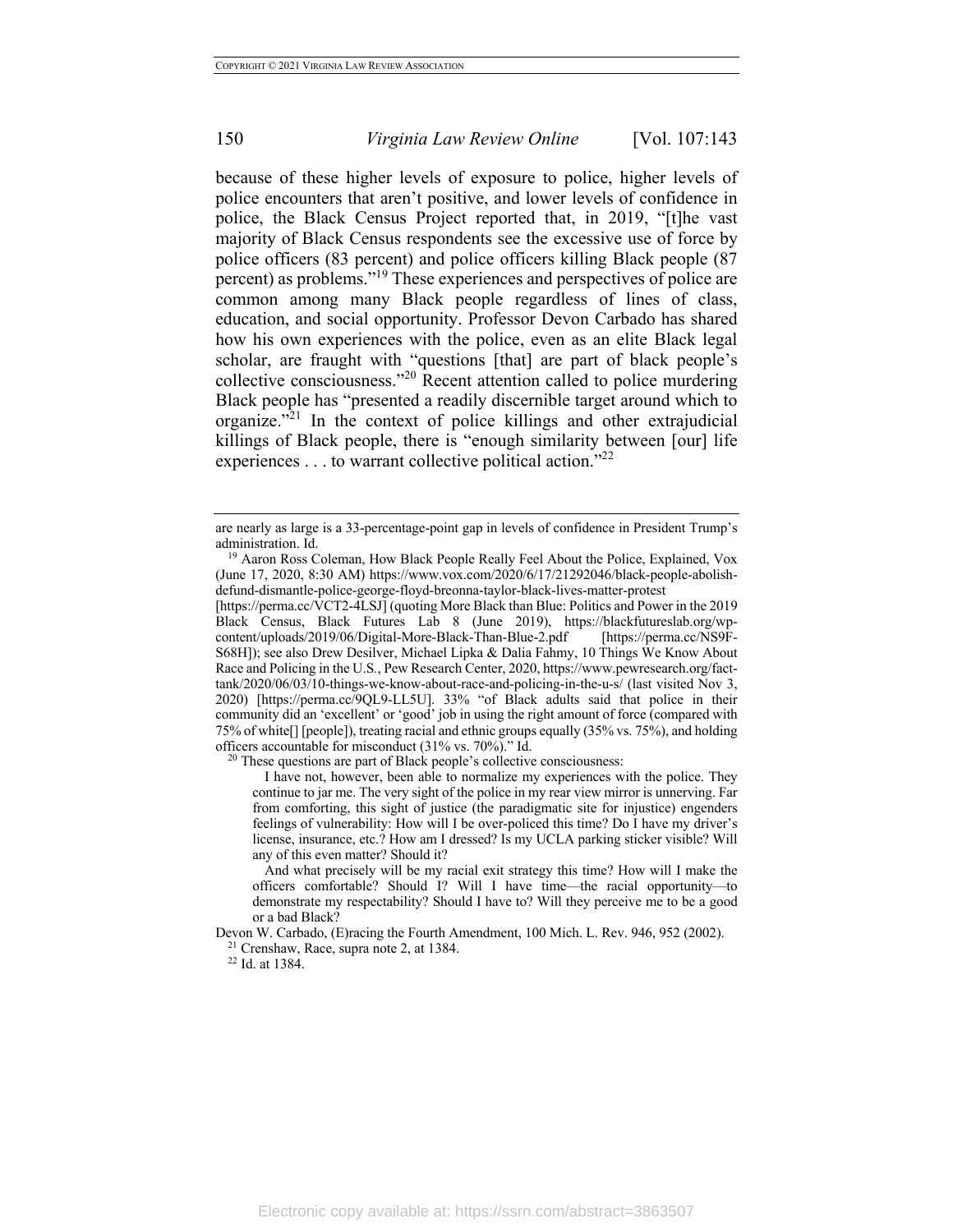because of these higher levels of exposure to police, higher levels of police encounters that aren't positive, and lower levels of confidence in police, the Black Census Project reported that, in 2019, "[t]he vast majority of Black Census respondents see the excessive use of force by police officers (83 percent) and police officers killing Black people (87 percent) as problems."[19] These experiences and perspectives of police are common among many Black people regardless of lines of class, education, and social opportunity. Professor Devon Carbado has shared how his own experiences with the police, even as an elite Black legal scholar, are fraught with "questions [that] are part of black people's collective consciousness."[20] Recent attention called to police murdering Black people has "presented a readily discernible target around which to organize."[21] In the context of police killings and other extrajudicial killings of Black people, there is "enough similarity between [our] life experiences . . . to warrant collective political action."[22]

---

are nearly as large is a 33-percentage-point gap in levels of confidence in President Trump's administration. Id.

[19] Aaron Ross Coleman, How Black People Really Feel About the Police, Explained, Vox (June 17, 2020, 8:30 AM) https://www.vox.com/2020/6/17/21292046/black-people-abolish-defund-dismantle-police-george-floyd-breonna-taylor-black-lives-matter-protest [https://perma.cc/VCT2-4LSJ] (quoting More Black than Blue: Politics and Power in the 2019 Black Census, Black Futures Lab 8 (June 2019), https://blackfutureslab.org/wp-content/uploads/2019/06/Digital-More-Black-Than-Blue-2.pdf [https://perma.cc/NS9F-S68H]); see also Drew Desilver, Michael Lipka & Dalia Fahmy, 10 Things We Know About Race and Policing in the U.S., Pew Research Center, 2020, https://www.pewresearch.org/fact-tank/2020/06/03/10-things-we-know-about-race-and-policing-in-the-u-s/ (last visited Nov 3, 2020) [https://perma.cc/9QL9-LL5U]. 33% "of Black adults said that police in their community did an 'excellent' or 'good' job in using the right amount of force (compared with 75% of white[] [people]), treating racial and ethnic groups equally (35% vs. 75%), and holding officers accountable for misconduct (31% vs. 70%)." Id.

[20] These questions are part of Black people's collective consciousness:

> I have not, however, been able to normalize my experiences with the police. They continue to jar me. The very sight of the police in my rear view mirror is unnerving. Far from comforting, this sight of justice (the paradigmatic site for injustice) engenders feelings of vulnerability: How will I be over-policed this time? Do I have my driver's license, insurance, etc.? How am I dressed? Is my UCLA parking sticker visible? Will any of this even matter? Should it?
>
> And what precisely will be my racial exit strategy this time? How will I make the officers comfortable? Should I? Will I have time—the racial opportunity—to demonstrate my respectability? Should I have to? Will they perceive me to be a good or a bad Black?

Devon W. Carbado, (E)racing the Fourth Amendment, 100 Mich. L. Rev. 946, 952 (2002).

[21] Crenshaw, Race, supra note 2, at 1384.

[22] Id. at 1384.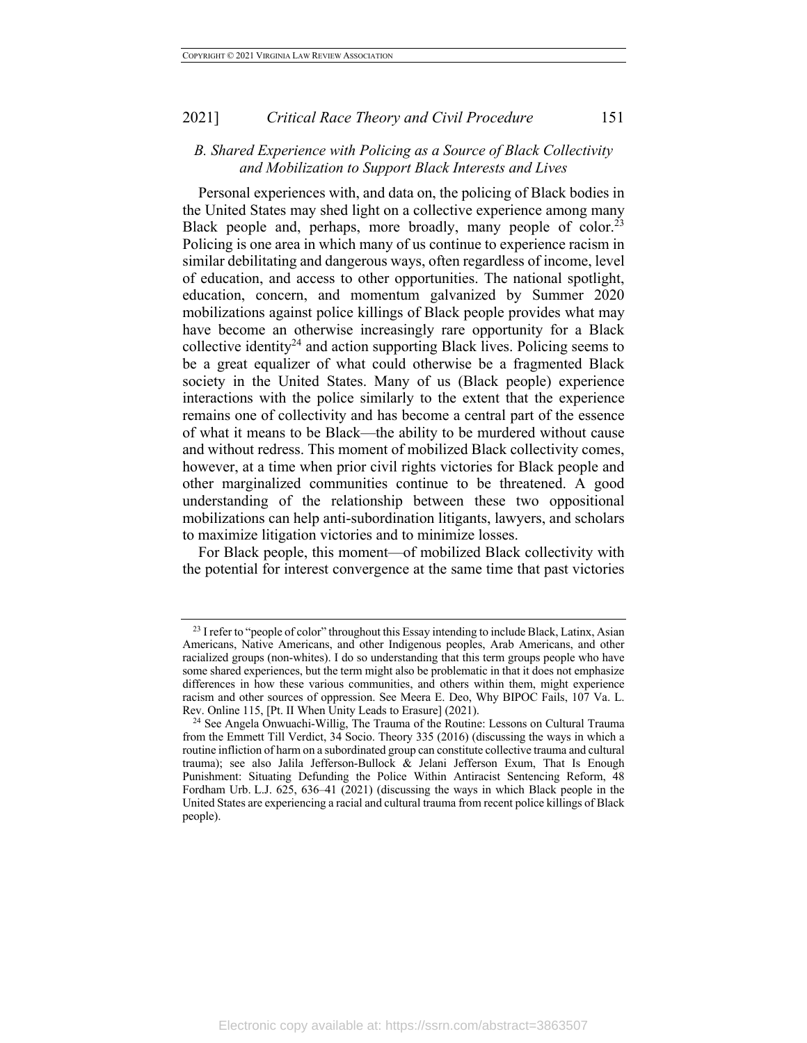### *B. Shared Experience with Policing as a Source of Black Collectivity and Mobilization to Support Black Interests and Lives*

Personal experiences with, and data on, the policing of Black bodies in the United States may shed light on a collective experience among many Black people and, perhaps, more broadly, many people of color.[23] Policing is one area in which many of us continue to experience racism in similar debilitating and dangerous ways, often regardless of income, level of education, and access to other opportunities. The national spotlight, education, concern, and momentum galvanized by Summer 2020 mobilizations against police killings of Black people provides what may have become an otherwise increasingly rare opportunity for a Black collective identity[24] and action supporting Black lives. Policing seems to be a great equalizer of what could otherwise be a fragmented Black society in the United States. Many of us (Black people) experience interactions with the police similarly to the extent that the experience remains one of collectivity and has become a central part of the essence of what it means to be Black—the ability to be murdered without cause and without redress. This moment of mobilized Black collectivity comes, however, at a time when prior civil rights victories for Black people and other marginalized communities continue to be threatened. A good understanding of the relationship between these two oppositional mobilizations can help anti-subordination litigants, lawyers, and scholars to maximize litigation victories and to minimize losses.

For Black people, this moment—of mobilized Black collectivity with the potential for interest convergence at the same time that past victories

---

[23] I refer to "people of color" throughout this Essay intending to include Black, Latinx, Asian Americans, Native Americans, and other Indigenous peoples, Arab Americans, and other racialized groups (non-whites). I do so understanding that this term groups people who have some shared experiences, but the term might also be problematic in that it does not emphasize differences in how these various communities, and others within them, might experience racism and other sources of oppression. See Meera E. Deo, Why BIPOC Fails, 107 Va. L. Rev. Online 115, [Pt. II When Unity Leads to Erasure] (2021).

[24] See Angela Onwuachi-Willig, The Trauma of the Routine: Lessons on Cultural Trauma from the Emmett Till Verdict, 34 Socio. Theory 335 (2016) (discussing the ways in which a routine infliction of harm on a subordinated group can constitute collective trauma and cultural trauma); see also Jalila Jefferson-Bullock & Jelani Jefferson Exum, That Is Enough Punishment: Situating Defunding the Police Within Antiracist Sentencing Reform, 48 Fordham Urb. L.J. 625, 636–41 (2021) (discussing the ways in which Black people in the United States are experiencing a racial and cultural trauma from recent police killings of Black people).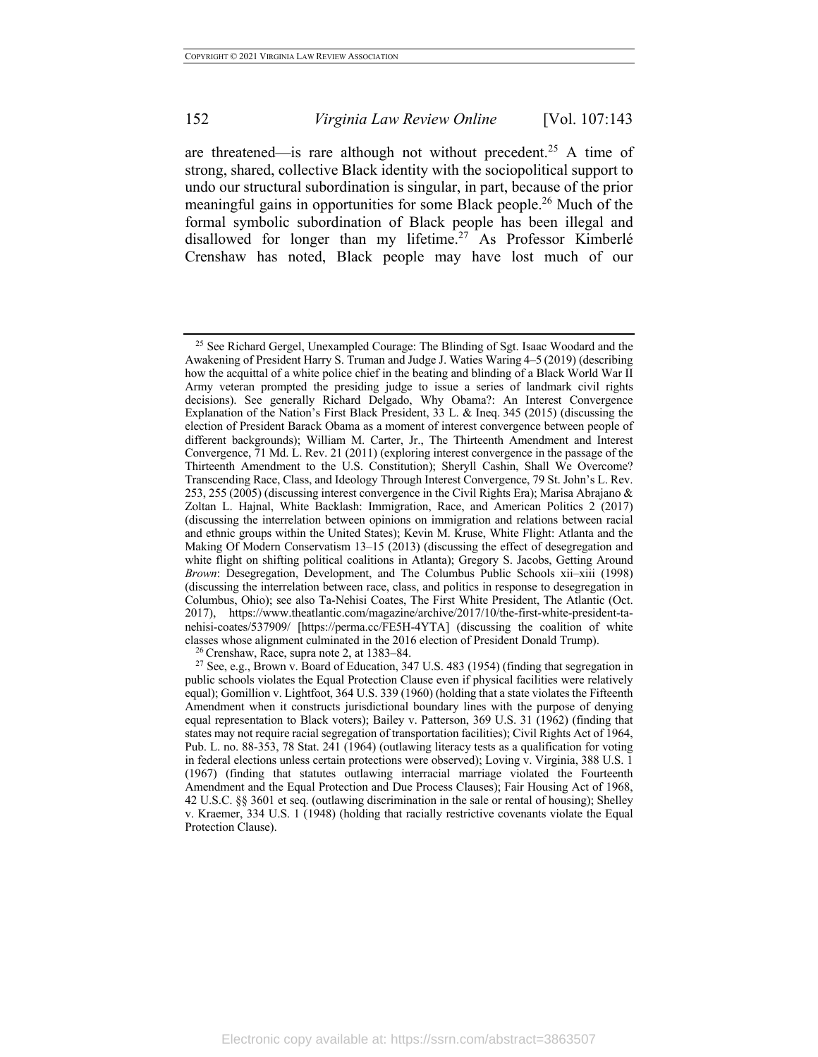are threatened—is rare although not without precedent.[25] A time of strong, shared, collective Black identity with the sociopolitical support to undo our structural subordination is singular, in part, because of the prior meaningful gains in opportunities for some Black people.[26] Much of the formal symbolic subordination of Black people has been illegal and disallowed for longer than my lifetime.[27] As Professor Kimberlé Crenshaw has noted, Black people may have lost much of our

---

[25] See Richard Gergel, Unexampled Courage: The Blinding of Sgt. Isaac Woodard and the Awakening of President Harry S. Truman and Judge J. Waties Waring 4–5 (2019) (describing how the acquittal of a white police chief in the beating and blinding of a Black World War II Army veteran prompted the presiding judge to issue a series of landmark civil rights decisions). See generally Richard Delgado, Why Obama?: An Interest Convergence Explanation of the Nation's First Black President, 33 L. & Ineq. 345 (2015) (discussing the election of President Barack Obama as a moment of interest convergence between people of different backgrounds); William M. Carter, Jr., The Thirteenth Amendment and Interest Convergence, 71 Md. L. Rev. 21 (2011) (exploring interest convergence in the passage of the Thirteenth Amendment to the U.S. Constitution); Sheryll Cashin, Shall We Overcome? Transcending Race, Class, and Ideology Through Interest Convergence, 79 St. John's L. Rev. 253, 255 (2005) (discussing interest convergence in the Civil Rights Era); Marisa Abrajano & Zoltan L. Hajnal, White Backlash: Immigration, Race, and American Politics 2 (2017) (discussing the interrelation between opinions on immigration and relations between racial and ethnic groups within the United States); Kevin M. Kruse, White Flight: Atlanta and the Making Of Modern Conservatism 13–15 (2013) (discussing the effect of desegregation and white flight on shifting political coalitions in Atlanta); Gregory S. Jacobs, Getting Around *Brown*: Desegregation, Development, and The Columbus Public Schools xii–xiii (1998) (discussing the interrelation between race, class, and politics in response to desegregation in Columbus, Ohio); see also Ta-Nehisi Coates, The First White President, The Atlantic (Oct. 2017), https://www.theatlantic.com/magazine/archive/2017/10/the-first-white-president-ta-nehisi-coates/537909/ [https://perma.cc/FE5H-4YTA] (discussing the coalition of white classes whose alignment culminated in the 2016 election of President Donald Trump).

[26] Crenshaw, Race, supra note 2, at 1383–84.

[27] See, e.g., Brown v. Board of Education, 347 U.S. 483 (1954) (finding that segregation in public schools violates the Equal Protection Clause even if physical facilities were relatively equal); Gomillion v. Lightfoot, 364 U.S. 339 (1960) (holding that a state violates the Fifteenth Amendment when it constructs jurisdictional boundary lines with the purpose of denying equal representation to Black voters); Bailey v. Patterson, 369 U.S. 31 (1962) (finding that states may not require racial segregation of transportation facilities); Civil Rights Act of 1964, Pub. L. no. 88-353, 78 Stat. 241 (1964) (outlawing literacy tests as a qualification for voting in federal elections unless certain protections were observed); Loving v. Virginia, 388 U.S. 1 (1967) (finding that statutes outlawing interracial marriage violated the Fourteenth Amendment and the Equal Protection and Due Process Clauses); Fair Housing Act of 1968, 42 U.S.C. §§ 3601 et seq. (outlawing discrimination in the sale or rental of housing); Shelley v. Kraemer, 334 U.S. 1 (1948) (holding that racially restrictive covenants violate the Equal Protection Clause).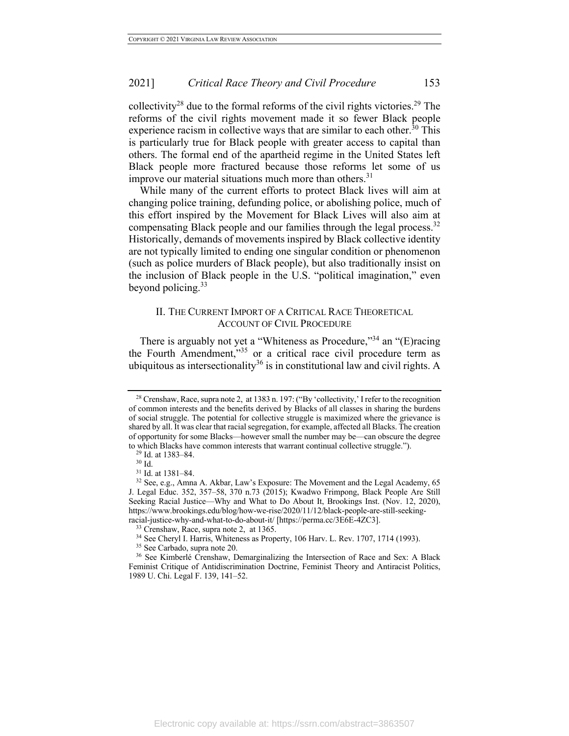collectivity[28] due to the formal reforms of the civil rights victories.[29] The reforms of the civil rights movement made it so fewer Black people experience racism in collective ways that are similar to each other.[30] This is particularly true for Black people with greater access to capital than others. The formal end of the apartheid regime in the United States left Black people more fractured because those reforms let some of us improve our material situations much more than others.[31]

While many of the current efforts to protect Black lives will aim at changing police training, defunding police, or abolishing police, much of this effort inspired by the Movement for Black Lives will also aim at compensating Black people and our families through the legal process.[32] Historically, demands of movements inspired by Black collective identity are not typically limited to ending one singular condition or phenomenon (such as police murders of Black people), but also traditionally insist on the inclusion of Black people in the U.S. "political imagination," even beyond policing.[33]

## II. THE CURRENT IMPORT OF A CRITICAL RACE THEORETICAL ACCOUNT OF CIVIL PROCEDURE

There is arguably not yet a "Whiteness as Procedure,"[34] an "(E)racing the Fourth Amendment,"[35] or a critical race civil procedure term as ubiquitous as intersectionality[36] is in constitutional law and civil rights. A

---

[28] Crenshaw, Race, supra note 2, at 1383 n. 197: ("By 'collectivity,' I refer to the recognition of common interests and the benefits derived by Blacks of all classes in sharing the burdens of social struggle. The potential for collective struggle is maximized where the grievance is shared by all. It was clear that racial segregation, for example, affected all Blacks. The creation of opportunity for some Blacks—however small the number may be—can obscure the degree to which Blacks have common interests that warrant continual collective struggle.").

[29] Id. at 1383–84.

[30] Id.

[31] Id. at 1381–84.

[32] See, e.g., Amna A. Akbar, Law's Exposure: The Movement and the Legal Academy, 65 J. Legal Educ. 352, 357–58, 370 n.73 (2015); Kwadwo Frimpong, Black People Are Still Seeking Racial Justice—Why and What to Do About It, Brookings Inst. (Nov. 12, 2020), https://www.brookings.edu/blog/how-we-rise/2020/11/12/black-people-are-still-seeking-racial-justice-why-and-what-to-do-about-it/ [https://perma.cc/3E6E-4ZC3].

[33] Crenshaw, Race, supra note 2, at 1365.

[34] See Cheryl I. Harris, Whiteness as Property, 106 Harv. L. Rev. 1707, 1714 (1993).

[35] See Carbado, supra note 20.

[36] See Kimberlé Crenshaw, Demarginalizing the Intersection of Race and Sex: A Black Feminist Critique of Antidiscrimination Doctrine, Feminist Theory and Antiracist Politics, 1989 U. Chi. Legal F. 139, 141–52.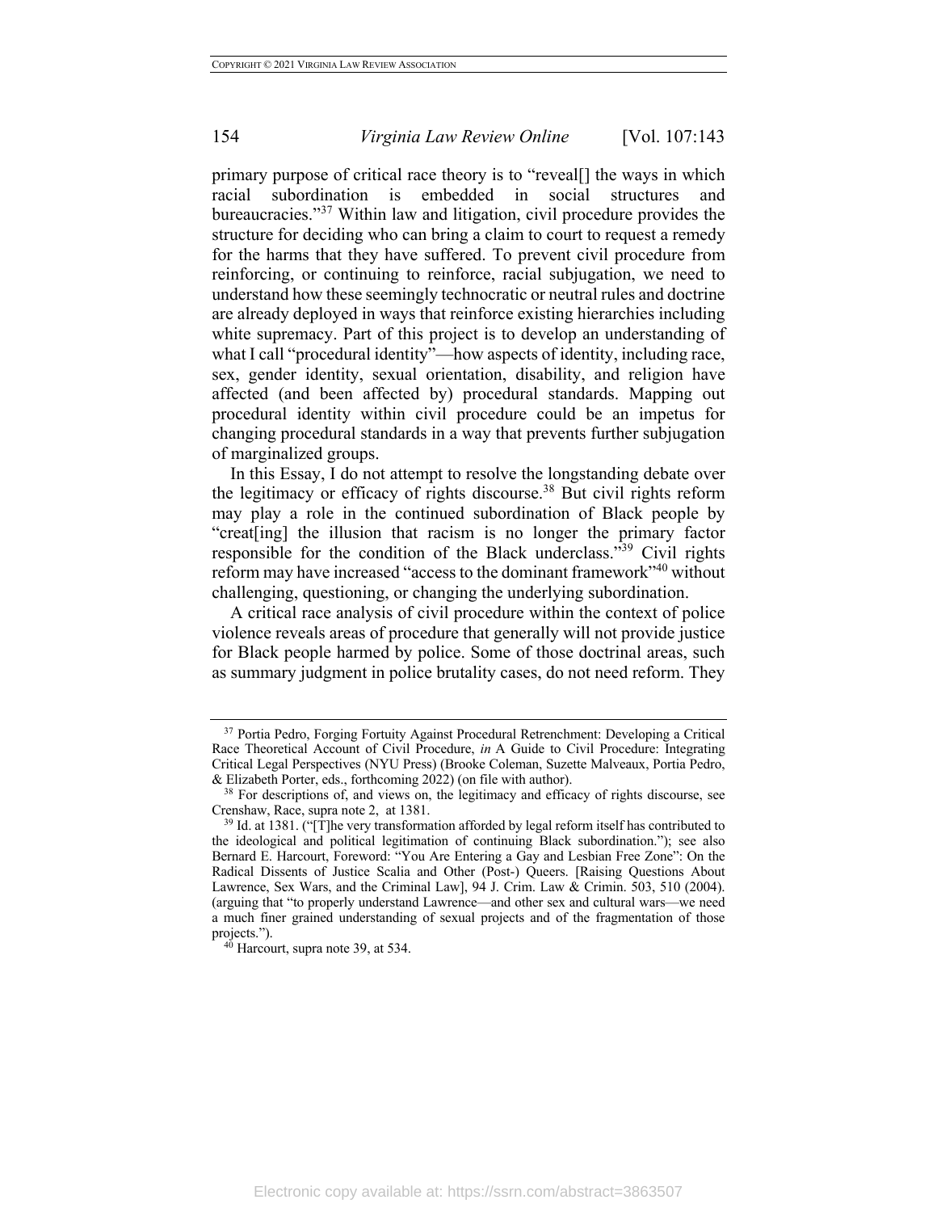primary purpose of critical race theory is to "reveal[] the ways in which racial subordination is embedded in social structures and bureaucracies."[37] Within law and litigation, civil procedure provides the structure for deciding who can bring a claim to court to request a remedy for the harms that they have suffered. To prevent civil procedure from reinforcing, or continuing to reinforce, racial subjugation, we need to understand how these seemingly technocratic or neutral rules and doctrine are already deployed in ways that reinforce existing hierarchies including white supremacy. Part of this project is to develop an understanding of what I call "procedural identity"—how aspects of identity, including race, sex, gender identity, sexual orientation, disability, and religion have affected (and been affected by) procedural standards. Mapping out procedural identity within civil procedure could be an impetus for changing procedural standards in a way that prevents further subjugation of marginalized groups.

In this Essay, I do not attempt to resolve the longstanding debate over the legitimacy or efficacy of rights discourse.[38] But civil rights reform may play a role in the continued subordination of Black people by "creat[ing] the illusion that racism is no longer the primary factor responsible for the condition of the Black underclass."[39] Civil rights reform may have increased "access to the dominant framework"[40] without challenging, questioning, or changing the underlying subordination.

A critical race analysis of civil procedure within the context of police violence reveals areas of procedure that generally will not provide justice for Black people harmed by police. Some of those doctrinal areas, such as summary judgment in police brutality cases, do not need reform. They

---

[37] Portia Pedro, Forging Fortuity Against Procedural Retrenchment: Developing a Critical Race Theoretical Account of Civil Procedure, *in* A Guide to Civil Procedure: Integrating Critical Legal Perspectives (NYU Press) (Brooke Coleman, Suzette Malveaux, Portia Pedro, & Elizabeth Porter, eds., forthcoming 2022) (on file with author).

[38] For descriptions of, and views on, the legitimacy and efficacy of rights discourse, see Crenshaw, Race, supra note 2, at 1381.

[39] Id. at 1381. ("[T]he very transformation afforded by legal reform itself has contributed to the ideological and political legitimation of continuing Black subordination."); see also Bernard E. Harcourt, Foreword: "You Are Entering a Gay and Lesbian Free Zone": On the Radical Dissents of Justice Scalia and Other (Post-) Queers. [Raising Questions About Lawrence, Sex Wars, and the Criminal Law], 94 J. Crim. Law & Crimin. 503, 510 (2004). (arguing that "to properly understand Lawrence—and other sex and cultural wars—we need a much finer grained understanding of sexual projects and of the fragmentation of those projects.").

[40] Harcourt, supra note 39, at 534.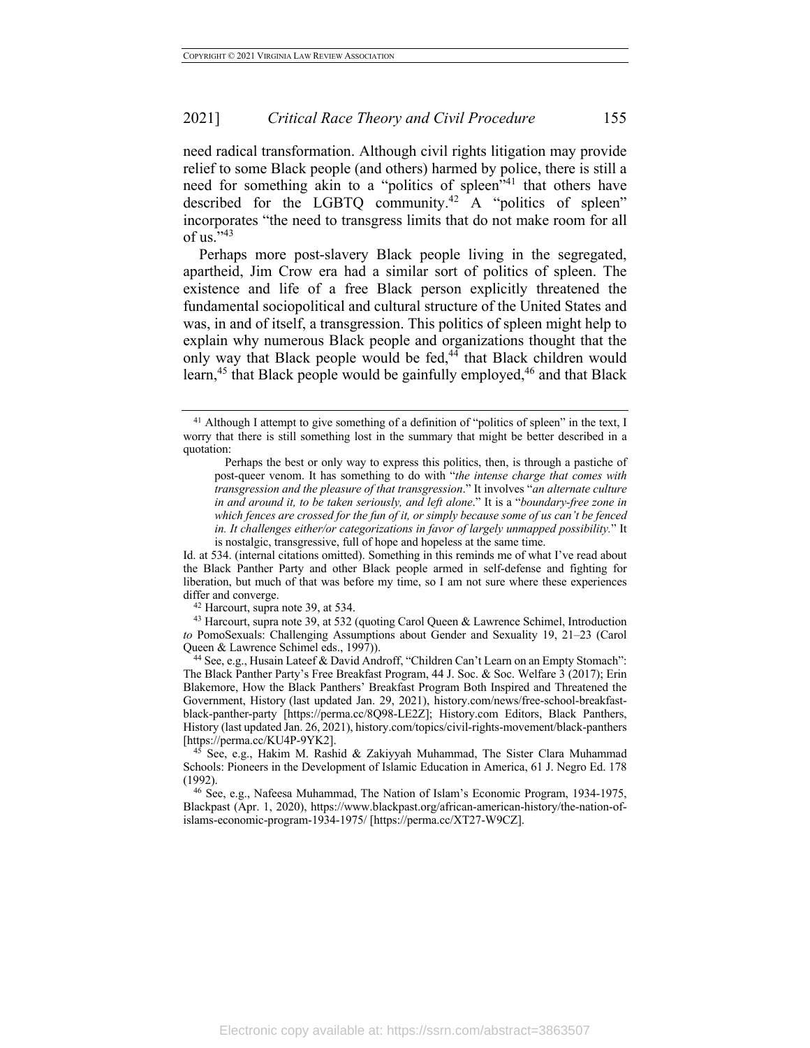need radical transformation. Although civil rights litigation may provide relief to some Black people (and others) harmed by police, there is still a need for something akin to a "politics of spleen"[41] that others have described for the LGBTQ community.[42] A "politics of spleen" incorporates "the need to transgress limits that do not make room for all of us."[43]

Perhaps more post-slavery Black people living in the segregated, apartheid, Jim Crow era had a similar sort of politics of spleen. The existence and life of a free Black person explicitly threatened the fundamental sociopolitical and cultural structure of the United States and was, in and of itself, a transgression. This politics of spleen might help to explain why numerous Black people and organizations thought that the only way that Black people would be fed,[44] that Black children would learn,[45] that Black people would be gainfully employed,[46] and that Black

---

[41] Although I attempt to give something of a definition of "politics of spleen" in the text, I worry that there is still something lost in the summary that might be better described in a quotation:

> Perhaps the best or only way to express this politics, then, is through a pastiche of post-queer venom. It has something to do with "*the intense charge that comes with transgression and the pleasure of that transgression*." It involves "*an alternate culture in and around it, to be taken seriously, and left alone*." It is a "*boundary-free zone in which fences are crossed for the fun of it, or simply because some of us can't be fenced in. It challenges either/or categorizations in favor of largely unmapped possibility.*" It is nostalgic, transgressive, full of hope and hopeless at the same time.

Id. at 534. (internal citations omitted). Something in this reminds me of what I've read about the Black Panther Party and other Black people armed in self-defense and fighting for liberation, but much of that was before my time, so I am not sure where these experiences differ and converge.

[42] Harcourt, supra note 39, at 534.

[43] Harcourt, supra note 39, at 532 (quoting Carol Queen & Lawrence Schimel, Introduction *to* PomoSexuals: Challenging Assumptions about Gender and Sexuality 19, 21–23 (Carol Queen & Lawrence Schimel eds., 1997)).

[44] See, e.g., Husain Lateef & David Androff, "Children Can't Learn on an Empty Stomach": The Black Panther Party's Free Breakfast Program, 44 J. Soc. & Soc. Welfare 3 (2017); Erin Blakemore, How the Black Panthers' Breakfast Program Both Inspired and Threatened the Government, History (last updated Jan. 29, 2021), history.com/news/free-school-breakfast-black-panther-party [https://perma.cc/8Q98-LE2Z]; History.com Editors, Black Panthers, History (last updated Jan. 26, 2021), history.com/topics/civil-rights-movement/black-panthers [https://perma.cc/KU4P-9YK2].

[45] See, e.g., Hakim M. Rashid & Zakiyyah Muhammad, The Sister Clara Muhammad Schools: Pioneers in the Development of Islamic Education in America, 61 J. Negro Ed. 178 (1992).

[46] See, e.g., Nafeesa Muhammad, The Nation of Islam's Economic Program, 1934-1975, Blackpast (Apr. 1, 2020), https://www.blackpast.org/african-american-history/the-nation-of-islams-economic-program-1934-1975/ [https://perma.cc/XT27-W9CZ].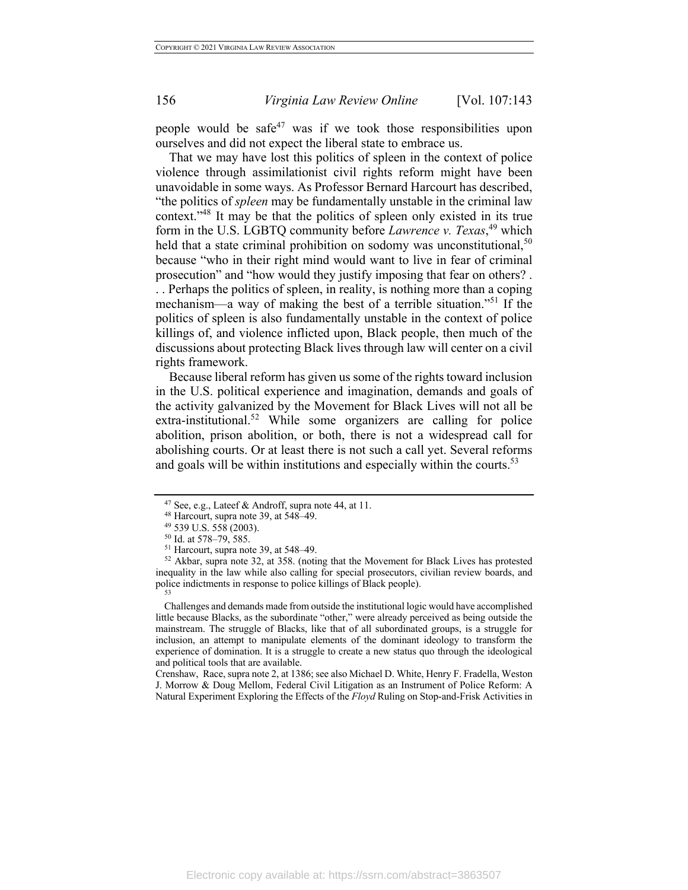people would be safe[47] was if we took those responsibilities upon ourselves and did not expect the liberal state to embrace us.

That we may have lost this politics of spleen in the context of police violence through assimilationist civil rights reform might have been unavoidable in some ways. As Professor Bernard Harcourt has described, "the politics of *spleen* may be fundamentally unstable in the criminal law context."[48] It may be that the politics of spleen only existed in its true form in the U.S. LGBTQ community before *Lawrence v. Texas*,[49] which held that a state criminal prohibition on sodomy was unconstitutional,[50] because "who in their right mind would want to live in fear of criminal prosecution" and "how would they justify imposing that fear on others? . . . Perhaps the politics of spleen, in reality, is nothing more than a coping mechanism—a way of making the best of a terrible situation."[51] If the politics of spleen is also fundamentally unstable in the context of police killings of, and violence inflicted upon, Black people, then much of the discussions about protecting Black lives through law will center on a civil rights framework.

Because liberal reform has given us some of the rights toward inclusion in the U.S. political experience and imagination, demands and goals of the activity galvanized by the Movement for Black Lives will not all be extra-institutional.[52] While some organizers are calling for police abolition, prison abolition, or both, there is not a widespread call for abolishing courts. Or at least there is not such a call yet. Several reforms and goals will be within institutions and especially within the courts.[53]

---

[47] See, e.g., Lateef & Androff, supra note 44, at 11.

[48] Harcourt, supra note 39, at 548–49.

[49] 539 U.S. 558 (2003).

[50] Id. at 578–79, 585.

[51] Harcourt, supra note 39, at 548–49.

[52] Akbar, supra note 32, at 358. (noting that the Movement for Black Lives has protested inequality in the law while also calling for special prosecutors, civilian review boards, and police indictments in response to police killings of Black people).

[53]

> Challenges and demands made from outside the institutional logic would have accomplished little because Blacks, as the subordinate "other," were already perceived as being outside the mainstream. The struggle of Blacks, like that of all subordinated groups, is a struggle for inclusion, an attempt to manipulate elements of the dominant ideology to transform the experience of domination. It is a struggle to create a new status quo through the ideological and political tools that are available.

Crenshaw, Race, supra note 2, at 1386; see also Michael D. White, Henry F. Fradella, Weston J. Morrow & Doug Mellom, Federal Civil Litigation as an Instrument of Police Reform: A Natural Experiment Exploring the Effects of the *Floyd* Ruling on Stop-and-Frisk Activities in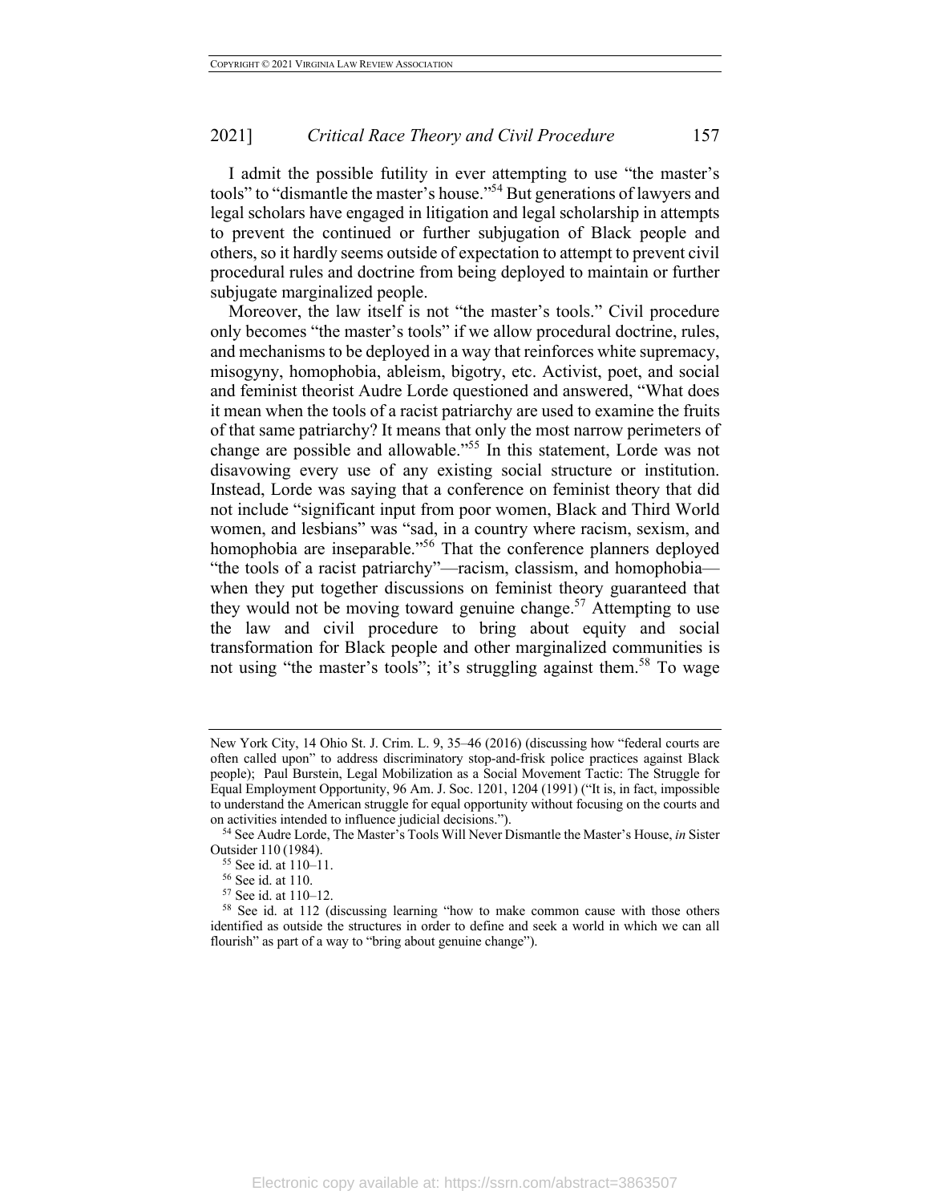I admit the possible futility in ever attempting to use "the master's tools" to "dismantle the master's house."[54] But generations of lawyers and legal scholars have engaged in litigation and legal scholarship in attempts to prevent the continued or further subjugation of Black people and others, so it hardly seems outside of expectation to attempt to prevent civil procedural rules and doctrine from being deployed to maintain or further subjugate marginalized people.

Moreover, the law itself is not "the master's tools." Civil procedure only becomes "the master's tools" if we allow procedural doctrine, rules, and mechanisms to be deployed in a way that reinforces white supremacy, misogyny, homophobia, ableism, bigotry, etc. Activist, poet, and social and feminist theorist Audre Lorde questioned and answered, "What does it mean when the tools of a racist patriarchy are used to examine the fruits of that same patriarchy? It means that only the most narrow perimeters of change are possible and allowable."[55] In this statement, Lorde was not disavowing every use of any existing social structure or institution. Instead, Lorde was saying that a conference on feminist theory that did not include "significant input from poor women, Black and Third World women, and lesbians" was "sad, in a country where racism, sexism, and homophobia are inseparable."[56] That the conference planners deployed "the tools of a racist patriarchy"—racism, classism, and homophobia—when they put together discussions on feminist theory guaranteed that they would not be moving toward genuine change.[57] Attempting to use the law and civil procedure to bring about equity and social transformation for Black people and other marginalized communities is not using "the master's tools"; it's struggling against them.[58] To wage

---

New York City, 14 Ohio St. J. Crim. L. 9, 35–46 (2016) (discussing how "federal courts are often called upon" to address discriminatory stop-and-frisk police practices against Black people); Paul Burstein, Legal Mobilization as a Social Movement Tactic: The Struggle for Equal Employment Opportunity, 96 Am. J. Soc. 1201, 1204 (1991) ("It is, in fact, impossible to understand the American struggle for equal opportunity without focusing on the courts and on activities intended to influence judicial decisions.").

[54] See Audre Lorde, The Master's Tools Will Never Dismantle the Master's House, *in* Sister Outsider 110 (1984).

[55] See id. at 110–11.

[56] See id. at 110.

[57] See id. at 110–12.

[58] See id. at 112 (discussing learning "how to make common cause with those others identified as outside the structures in order to define and seek a world in which we can all flourish" as part of a way to "bring about genuine change").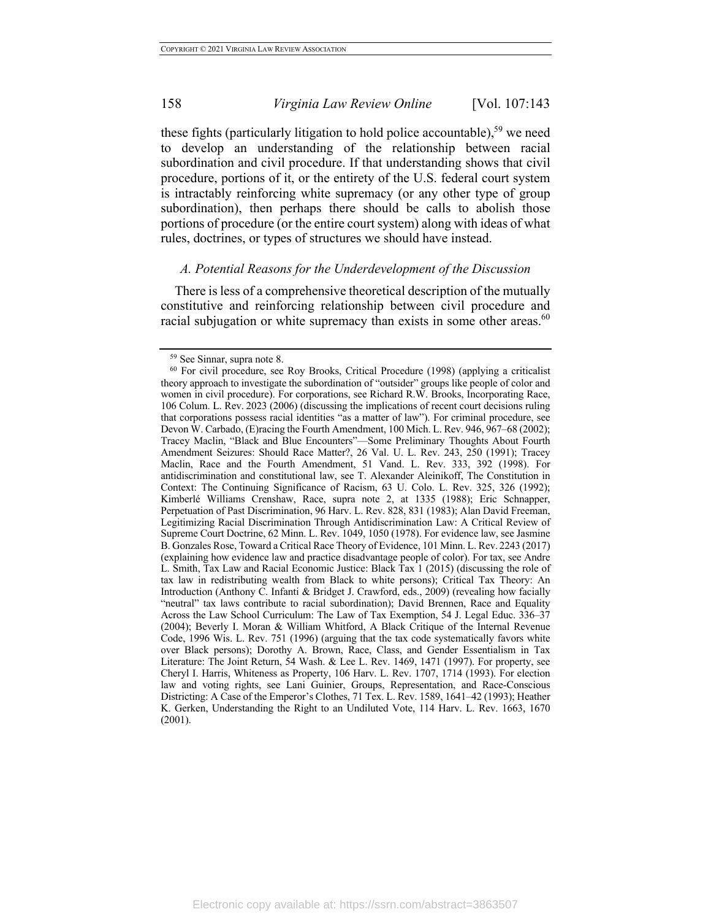these fights (particularly litigation to hold police accountable),[59] we need to develop an understanding of the relationship between racial subordination and civil procedure. If that understanding shows that civil procedure, portions of it, or the entirety of the U.S. federal court system is intractably reinforcing white supremacy (or any other type of group subordination), then perhaps there should be calls to abolish those portions of procedure (or the entire court system) along with ideas of what rules, doctrines, or types of structures we should have instead.

### *A. Potential Reasons for the Underdevelopment of the Discussion*

There is less of a comprehensive theoretical description of the mutually constitutive and reinforcing relationship between civil procedure and racial subjugation or white supremacy than exists in some other areas.[60]

---

[59] See Sinnar, supra note 8.

[60] For civil procedure, see Roy Brooks, Critical Procedure (1998) (applying a criticalist theory approach to investigate the subordination of "outsider" groups like people of color and women in civil procedure). For corporations, see Richard R.W. Brooks, Incorporating Race, 106 Colum. L. Rev. 2023 (2006) (discussing the implications of recent court decisions ruling that corporations possess racial identities "as a matter of law"). For criminal procedure, see Devon W. Carbado, (E)racing the Fourth Amendment, 100 Mich. L. Rev. 946, 967–68 (2002); Tracey Maclin, "Black and Blue Encounters"—Some Preliminary Thoughts About Fourth Amendment Seizures: Should Race Matter?, 26 Val. U. L. Rev. 243, 250 (1991); Tracey Maclin, Race and the Fourth Amendment, 51 Vand. L. Rev. 333, 392 (1998). For antidiscrimination and constitutional law, see T. Alexander Aleinikoff, The Constitution in Context: The Continuing Significance of Racism, 63 U. Colo. L. Rev. 325, 326 (1992); Kimberlé Williams Crenshaw, Race, supra note 2, at 1335 (1988); Eric Schnapper, Perpetuation of Past Discrimination, 96 Harv. L. Rev. 828, 831 (1983); Alan David Freeman, Legitimizing Racial Discrimination Through Antidiscrimination Law: A Critical Review of Supreme Court Doctrine, 62 Minn. L. Rev. 1049, 1050 (1978). For evidence law, see Jasmine B. Gonzales Rose, Toward a Critical Race Theory of Evidence, 101 Minn. L. Rev. 2243 (2017) (explaining how evidence law and practice disadvantage people of color). For tax, see Andre L. Smith, Tax Law and Racial Economic Justice: Black Tax 1 (2015) (discussing the role of tax law in redistributing wealth from Black to white persons); Critical Tax Theory: An Introduction (Anthony C. Infanti & Bridget J. Crawford, eds., 2009) (revealing how facially "neutral" tax laws contribute to racial subordination); David Brennen, Race and Equality Across the Law School Curriculum: The Law of Tax Exemption, 54 J. Legal Educ. 336–37 (2004); Beverly I. Moran & William Whitford, A Black Critique of the Internal Revenue Code, 1996 Wis. L. Rev. 751 (1996) (arguing that the tax code systematically favors white over Black persons); Dorothy A. Brown, Race, Class, and Gender Essentialism in Tax Literature: The Joint Return, 54 Wash. & Lee L. Rev. 1469, 1471 (1997). For property, see Cheryl I. Harris, Whiteness as Property, 106 Harv. L. Rev. 1707, 1714 (1993). For election law and voting rights, see Lani Guinier, Groups, Representation, and Race-Conscious Districting: A Case of the Emperor's Clothes, 71 Tex. L. Rev. 1589, 1641–42 (1993); Heather K. Gerken, Understanding the Right to an Undiluted Vote, 114 Harv. L. Rev. 1663, 1670 (2001).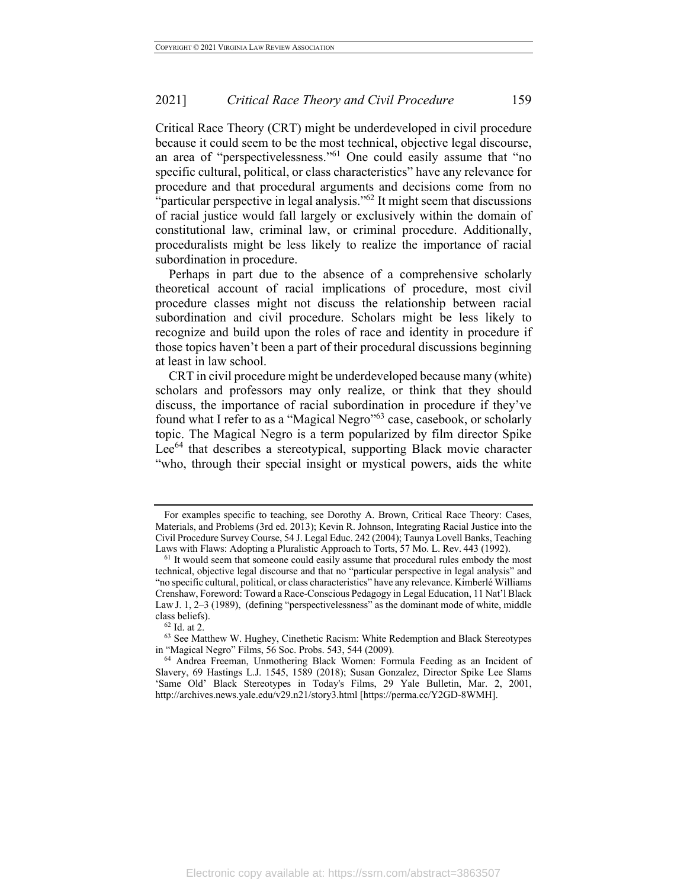Critical Race Theory (CRT) might be underdeveloped in civil procedure because it could seem to be the most technical, objective legal discourse, an area of "perspectivelessness."[61] One could easily assume that "no specific cultural, political, or class characteristics" have any relevance for procedure and that procedural arguments and decisions come from no "particular perspective in legal analysis."[62] It might seem that discussions of racial justice would fall largely or exclusively within the domain of constitutional law, criminal law, or criminal procedure. Additionally, proceduralists might be less likely to realize the importance of racial subordination in procedure.

Perhaps in part due to the absence of a comprehensive scholarly theoretical account of racial implications of procedure, most civil procedure classes might not discuss the relationship between racial subordination and civil procedure. Scholars might be less likely to recognize and build upon the roles of race and identity in procedure if those topics haven't been a part of their procedural discussions beginning at least in law school.

CRT in civil procedure might be underdeveloped because many (white) scholars and professors may only realize, or think that they should discuss, the importance of racial subordination in procedure if they've found what I refer to as a "Magical Negro"[63] case, casebook, or scholarly topic. The Magical Negro is a term popularized by film director Spike Lee[64] that describes a stereotypical, supporting Black movie character "who, through their special insight or mystical powers, aids the white

---

For examples specific to teaching, see Dorothy A. Brown, Critical Race Theory: Cases, Materials, and Problems (3rd ed. 2013); Kevin R. Johnson, Integrating Racial Justice into the Civil Procedure Survey Course, 54 J. Legal Educ. 242 (2004); Taunya Lovell Banks, Teaching Laws with Flaws: Adopting a Pluralistic Approach to Torts, 57 Mo. L. Rev. 443 (1992).

[61] It would seem that someone could easily assume that procedural rules embody the most technical, objective legal discourse and that no "particular perspective in legal analysis" and "no specific cultural, political, or class characteristics" have any relevance. Kimberlé Williams Crenshaw, Foreword: Toward a Race-Conscious Pedagogy in Legal Education, 11 Nat'l Black Law J. 1, 2–3 (1989), (defining "perspectivelessness" as the dominant mode of white, middle class beliefs).

[62] Id. at 2.

[63] See Matthew W. Hughey, Cinethetic Racism: White Redemption and Black Stereotypes in "Magical Negro" Films, 56 Soc. Probs. 543, 544 (2009).

[64] Andrea Freeman, Unmothering Black Women: Formula Feeding as an Incident of Slavery, 69 Hastings L.J. 1545, 1589 (2018); Susan Gonzalez, Director Spike Lee Slams 'Same Old' Black Stereotypes in Today's Films, 29 Yale Bulletin, Mar. 2, 2001, http://archives.news.yale.edu/v29.n21/story3.html [https://perma.cc/Y2GD-8WMH].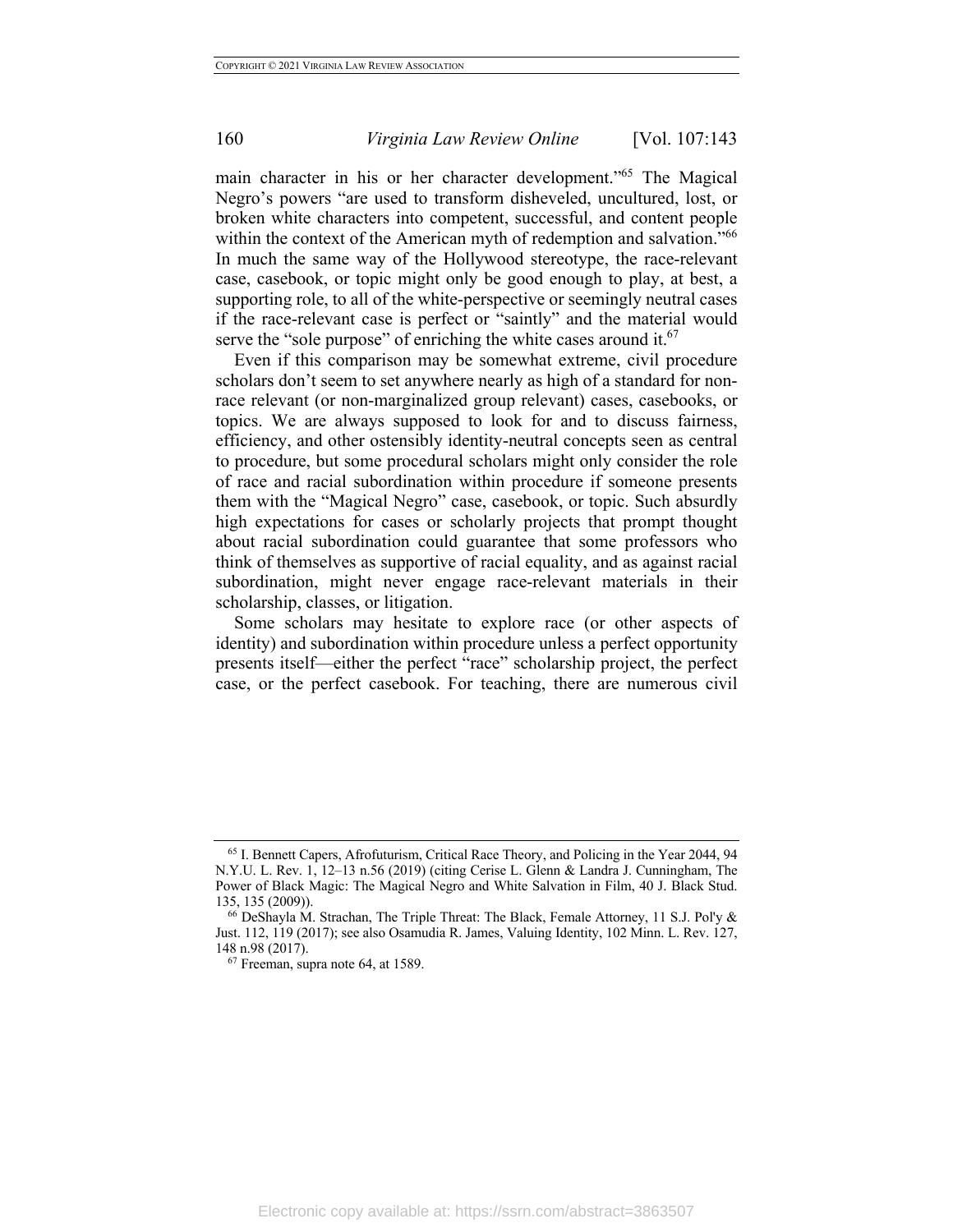main character in his or her character development."[65] The Magical Negro's powers "are used to transform disheveled, uncultured, lost, or broken white characters into competent, successful, and content people within the context of the American myth of redemption and salvation."[66] In much the same way of the Hollywood stereotype, the race-relevant case, casebook, or topic might only be good enough to play, at best, a supporting role, to all of the white-perspective or seemingly neutral cases if the race-relevant case is perfect or "saintly" and the material would serve the "sole purpose" of enriching the white cases around it.[67]

Even if this comparison may be somewhat extreme, civil procedure scholars don't seem to set anywhere nearly as high of a standard for non-race relevant (or non-marginalized group relevant) cases, casebooks, or topics. We are always supposed to look for and to discuss fairness, efficiency, and other ostensibly identity-neutral concepts seen as central to procedure, but some procedural scholars might only consider the role of race and racial subordination within procedure if someone presents them with the "Magical Negro" case, casebook, or topic. Such absurdly high expectations for cases or scholarly projects that prompt thought about racial subordination could guarantee that some professors who think of themselves as supportive of racial equality, and as against racial subordination, might never engage race-relevant materials in their scholarship, classes, or litigation.

Some scholars may hesitate to explore race (or other aspects of identity) and subordination within procedure unless a perfect opportunity presents itself—either the perfect "race" scholarship project, the perfect case, or the perfect casebook. For teaching, there are numerous civil

---

[65] I. Bennett Capers, Afrofuturism, Critical Race Theory, and Policing in the Year 2044, 94 N.Y.U. L. Rev. 1, 12–13 n.56 (2019) (citing Cerise L. Glenn & Landra J. Cunningham, The Power of Black Magic: The Magical Negro and White Salvation in Film, 40 J. Black Stud. 135, 135 (2009)).

[66] DeShayla M. Strachan, The Triple Threat: The Black, Female Attorney, 11 S.J. Pol'y & Just. 112, 119 (2017); see also Osamudia R. James, Valuing Identity, 102 Minn. L. Rev. 127, 148 n.98 (2017).

[67] Freeman, supra note 64, at 1589.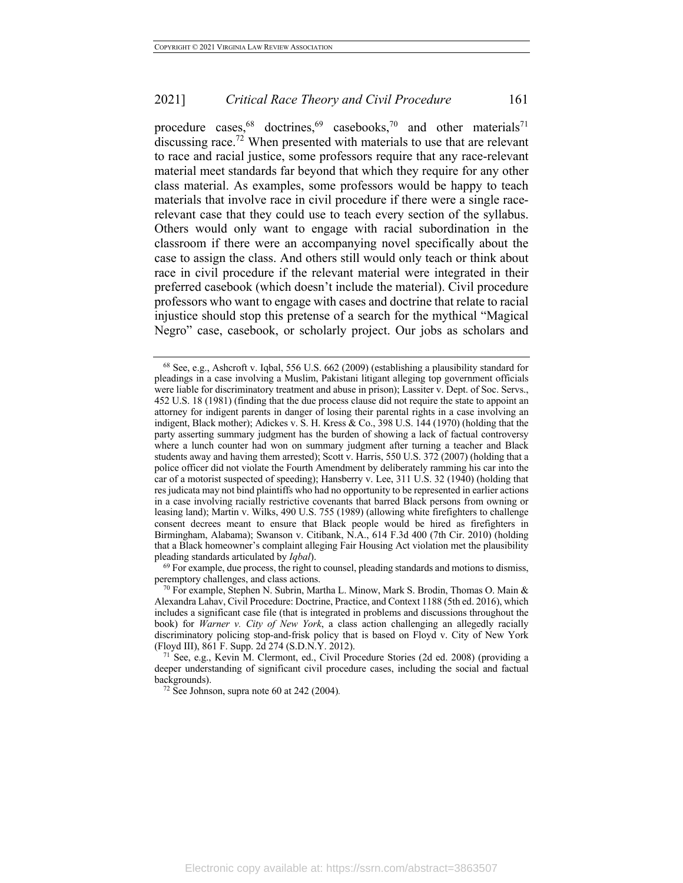procedure cases,[68] doctrines,[69] casebooks,[70] and other materials[71] discussing race.[72] When presented with materials to use that are relevant to race and racial justice, some professors require that any race-relevant material meet standards far beyond that which they require for any other class material. As examples, some professors would be happy to teach materials that involve race in civil procedure if there were a single race-relevant case that they could use to teach every section of the syllabus. Others would only want to engage with racial subordination in the classroom if there were an accompanying novel specifically about the case to assign the class. And others still would only teach or think about race in civil procedure if the relevant material were integrated in their preferred casebook (which doesn't include the material). Civil procedure professors who want to engage with cases and doctrine that relate to racial injustice should stop this pretense of a search for the mythical "Magical Negro" case, casebook, or scholarly project. Our jobs as scholars and

---

[68] See, e.g., Ashcroft v. Iqbal, 556 U.S. 662 (2009) (establishing a plausibility standard for pleadings in a case involving a Muslim, Pakistani litigant alleging top government officials were liable for discriminatory treatment and abuse in prison); Lassiter v. Dept. of Soc. Servs., 452 U.S. 18 (1981) (finding that the due process clause did not require the state to appoint an attorney for indigent parents in danger of losing their parental rights in a case involving an indigent, Black mother); Adickes v. S. H. Kress & Co., 398 U.S. 144 (1970) (holding that the party asserting summary judgment has the burden of showing a lack of factual controversy where a lunch counter had won on summary judgment after turning a teacher and Black students away and having them arrested); Scott v. Harris, 550 U.S. 372 (2007) (holding that a police officer did not violate the Fourth Amendment by deliberately ramming his car into the car of a motorist suspected of speeding); Hansberry v. Lee, 311 U.S. 32 (1940) (holding that res judicata may not bind plaintiffs who had no opportunity to be represented in earlier actions in a case involving racially restrictive covenants that barred Black persons from owning or leasing land); Martin v. Wilks, 490 U.S. 755 (1989) (allowing white firefighters to challenge consent decrees meant to ensure that Black people would be hired as firefighters in Birmingham, Alabama); Swanson v. Citibank, N.A., 614 F.3d 400 (7th Cir. 2010) (holding that a Black homeowner's complaint alleging Fair Housing Act violation met the plausibility pleading standards articulated by *Iqbal*).

[69] For example, due process, the right to counsel, pleading standards and motions to dismiss, peremptory challenges, and class actions.

[70] For example, Stephen N. Subrin, Martha L. Minow, Mark S. Brodin, Thomas O. Main & Alexandra Lahav, Civil Procedure: Doctrine, Practice, and Context 1188 (5th ed. 2016), which includes a significant case file (that is integrated in problems and discussions throughout the book) for *Warner v. City of New York*, a class action challenging an allegedly racially discriminatory policing stop-and-frisk policy that is based on Floyd v. City of New York (Floyd III), 861 F. Supp. 2d 274 (S.D.N.Y. 2012).

[71] See, e.g., Kevin M. Clermont, ed., Civil Procedure Stories (2d ed. 2008) (providing a deeper understanding of significant civil procedure cases, including the social and factual backgrounds).

[72] See Johnson, supra note 60 at 242 (2004).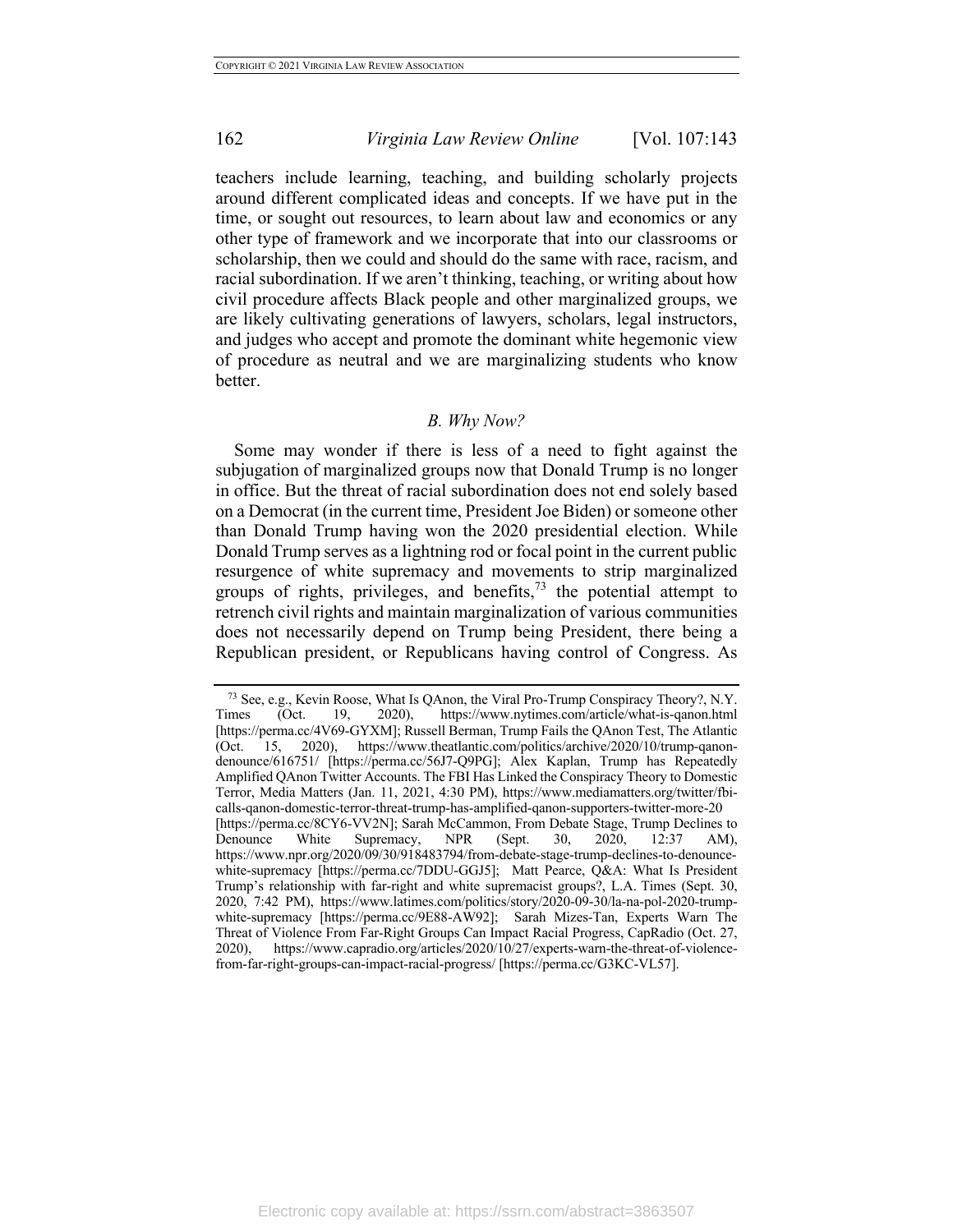teachers include learning, teaching, and building scholarly projects around different complicated ideas and concepts. If we have put in the time, or sought out resources, to learn about law and economics or any other type of framework and we incorporate that into our classrooms or scholarship, then we could and should do the same with race, racism, and racial subordination. If we aren't thinking, teaching, or writing about how civil procedure affects Black people and other marginalized groups, we are likely cultivating generations of lawyers, scholars, legal instructors, and judges who accept and promote the dominant white hegemonic view of procedure as neutral and we are marginalizing students who know better.

### *B. Why Now?*

Some may wonder if there is less of a need to fight against the subjugation of marginalized groups now that Donald Trump is no longer in office. But the threat of racial subordination does not end solely based on a Democrat (in the current time, President Joe Biden) or someone other than Donald Trump having won the 2020 presidential election. While Donald Trump serves as a lightning rod or focal point in the current public resurgence of white supremacy and movements to strip marginalized groups of rights, privileges, and benefits,[73] the potential attempt to retrench civil rights and maintain marginalization of various communities does not necessarily depend on Trump being President, there being a Republican president, or Republicans having control of Congress. As

---

[73] See, e.g., Kevin Roose, What Is QAnon, the Viral Pro-Trump Conspiracy Theory?, N.Y. Times (Oct. 19, 2020), https://www.nytimes.com/article/what-is-qanon.html [https://perma.cc/4V69-GYXM]; Russell Berman, Trump Fails the QAnon Test, The Atlantic (Oct. 15, 2020), https://www.theatlantic.com/politics/archive/2020/10/trump-qanon-denounce/616751/ [https://perma.cc/56J7-Q9PG]; Alex Kaplan, Trump has Repeatedly Amplified QAnon Twitter Accounts. The FBI Has Linked the Conspiracy Theory to Domestic Terror, Media Matters (Jan. 11, 2021, 4:30 PM), https://www.mediamatters.org/twitter/fbi-calls-qanon-domestic-terror-threat-trump-has-amplified-qanon-supporters-twitter-more-20 [https://perma.cc/8CY6-VV2N]; Sarah McCammon, From Debate Stage, Trump Declines to Denounce White Supremacy, NPR (Sept. 30, 2020, 12:37 AM), https://www.npr.org/2020/09/30/918483794/from-debate-stage-trump-declines-to-denounce-white-supremacy [https://perma.cc/7DDU-GGJ5]; Matt Pearce, Q&A: What Is President Trump's relationship with far-right and white supremacist groups?, L.A. Times (Sept. 30, 2020, 7:42 PM), https://www.latimes.com/politics/story/2020-09-30/la-na-pol-2020-trump-white-supremacy [https://perma.cc/9E88-AW92]; Sarah Mizes-Tan, Experts Warn The Threat of Violence From Far-Right Groups Can Impact Racial Progress, CapRadio (Oct. 27, 2020), https://www.capradio.org/articles/2020/10/27/experts-warn-the-threat-of-violence-from-far-right-groups-can-impact-racial-progress/ [https://perma.cc/G3KC-VL57].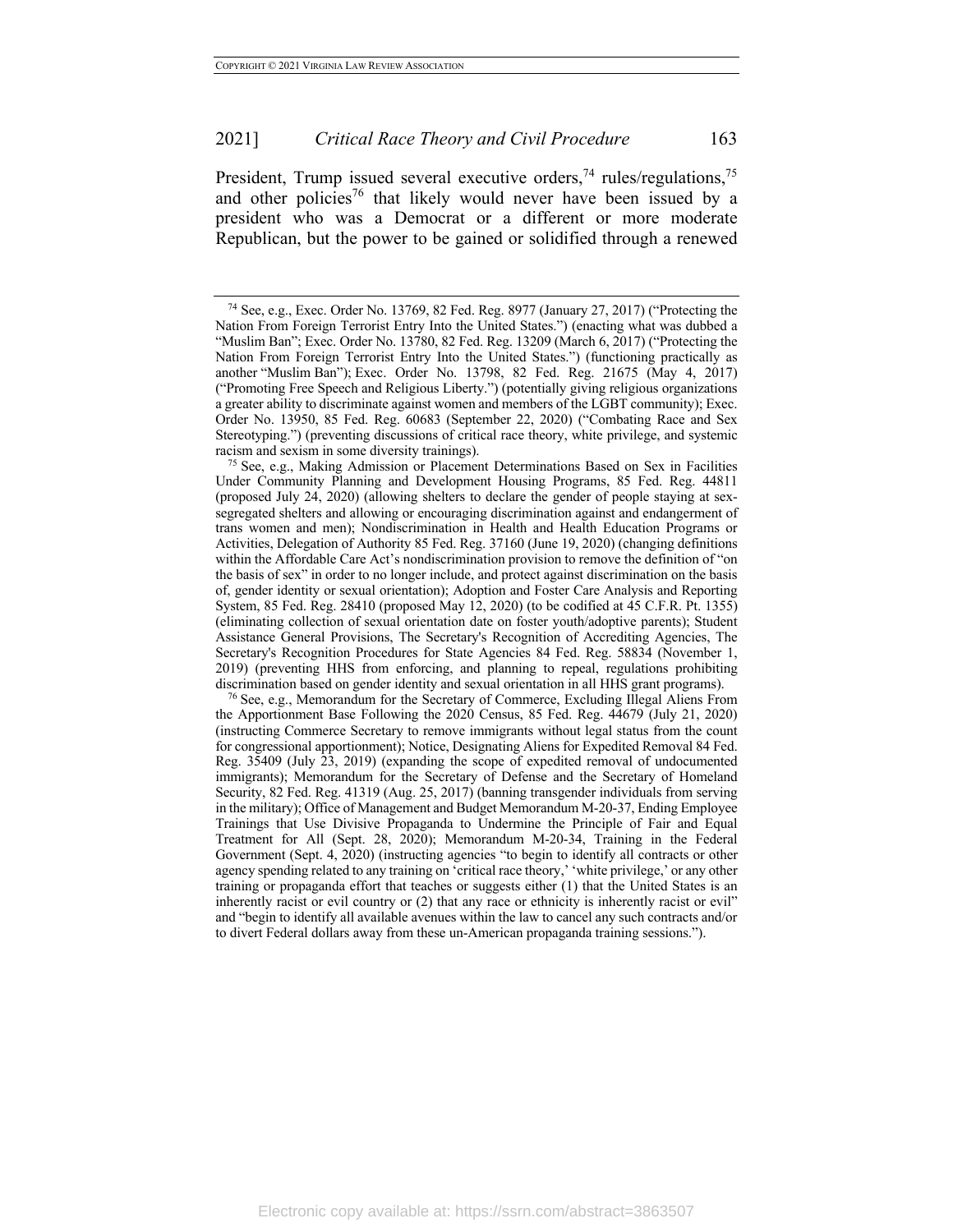President, Trump issued several executive orders,[74] rules/regulations,[75] and other policies[76] that likely would never have been issued by a president who was a Democrat or a different or more moderate Republican, but the power to be gained or solidified through a renewed

[74] See, e.g., Exec. Order No. 13769, 82 Fed. Reg. 8977 (January 27, 2017) ("Protecting the Nation From Foreign Terrorist Entry Into the United States.") (enacting what was dubbed a "Muslim Ban"; Exec. Order No. 13780, 82 Fed. Reg. 13209 (March 6, 2017) ("Protecting the Nation From Foreign Terrorist Entry Into the United States.") (functioning practically as another "Muslim Ban"); Exec. Order No. 13798, 82 Fed. Reg. 21675 (May 4, 2017) ("Promoting Free Speech and Religious Liberty.") (potentially giving religious organizations a greater ability to discriminate against women and members of the LGBT community); Exec. Order No. 13950, 85 Fed. Reg. 60683 (September 22, 2020) ("Combating Race and Sex Stereotyping.") (preventing discussions of critical race theory, white privilege, and systemic racism and sexism in some diversity trainings).

[75] See, e.g., Making Admission or Placement Determinations Based on Sex in Facilities Under Community Planning and Development Housing Programs, 85 Fed. Reg. 44811 (proposed July 24, 2020) (allowing shelters to declare the gender of people staying at sex-segregated shelters and allowing or encouraging discrimination against and endangerment of trans women and men); Nondiscrimination in Health and Health Education Programs or Activities, Delegation of Authority 85 Fed. Reg. 37160 (June 19, 2020) (changing definitions within the Affordable Care Act's nondiscrimination provision to remove the definition of "on the basis of sex" in order to no longer include, and protect against discrimination on the basis of, gender identity or sexual orientation); Adoption and Foster Care Analysis and Reporting System, 85 Fed. Reg. 28410 (proposed May 12, 2020) (to be codified at 45 C.F.R. Pt. 1355) (eliminating collection of sexual orientation date on foster youth/adoptive parents); Student Assistance General Provisions, The Secretary's Recognition of Accrediting Agencies, The Secretary's Recognition Procedures for State Agencies 84 Fed. Reg. 58834 (November 1, 2019) (preventing HHS from enforcing, and planning to repeal, regulations prohibiting discrimination based on gender identity and sexual orientation in all HHS grant programs).

[76] See, e.g., Memorandum for the Secretary of Commerce, Excluding Illegal Aliens From the Apportionment Base Following the 2020 Census, 85 Fed. Reg. 44679 (July 21, 2020) (instructing Commerce Secretary to remove immigrants without legal status from the count for congressional apportionment); Notice, Designating Aliens for Expedited Removal 84 Fed. Reg. 35409 (July 23, 2019) (expanding the scope of expedited removal of undocumented immigrants); Memorandum for the Secretary of Defense and the Secretary of Homeland Security, 82 Fed. Reg. 41319 (Aug. 25, 2017) (banning transgender individuals from serving in the military); Office of Management and Budget Memorandum M-20-37, Ending Employee Trainings that Use Divisive Propaganda to Undermine the Principle of Fair and Equal Treatment for All (Sept. 28, 2020); Memorandum M-20-34, Training in the Federal Government (Sept. 4, 2020) (instructing agencies "to begin to identify all contracts or other agency spending related to any training on 'critical race theory,' 'white privilege,' or any other training or propaganda effort that teaches or suggests either (1) that the United States is an inherently racist or evil country or (2) that any race or ethnicity is inherently racist or evil" and "begin to identify all available avenues within the law to cancel any such contracts and/or to divert Federal dollars away from these un-American propaganda training sessions.").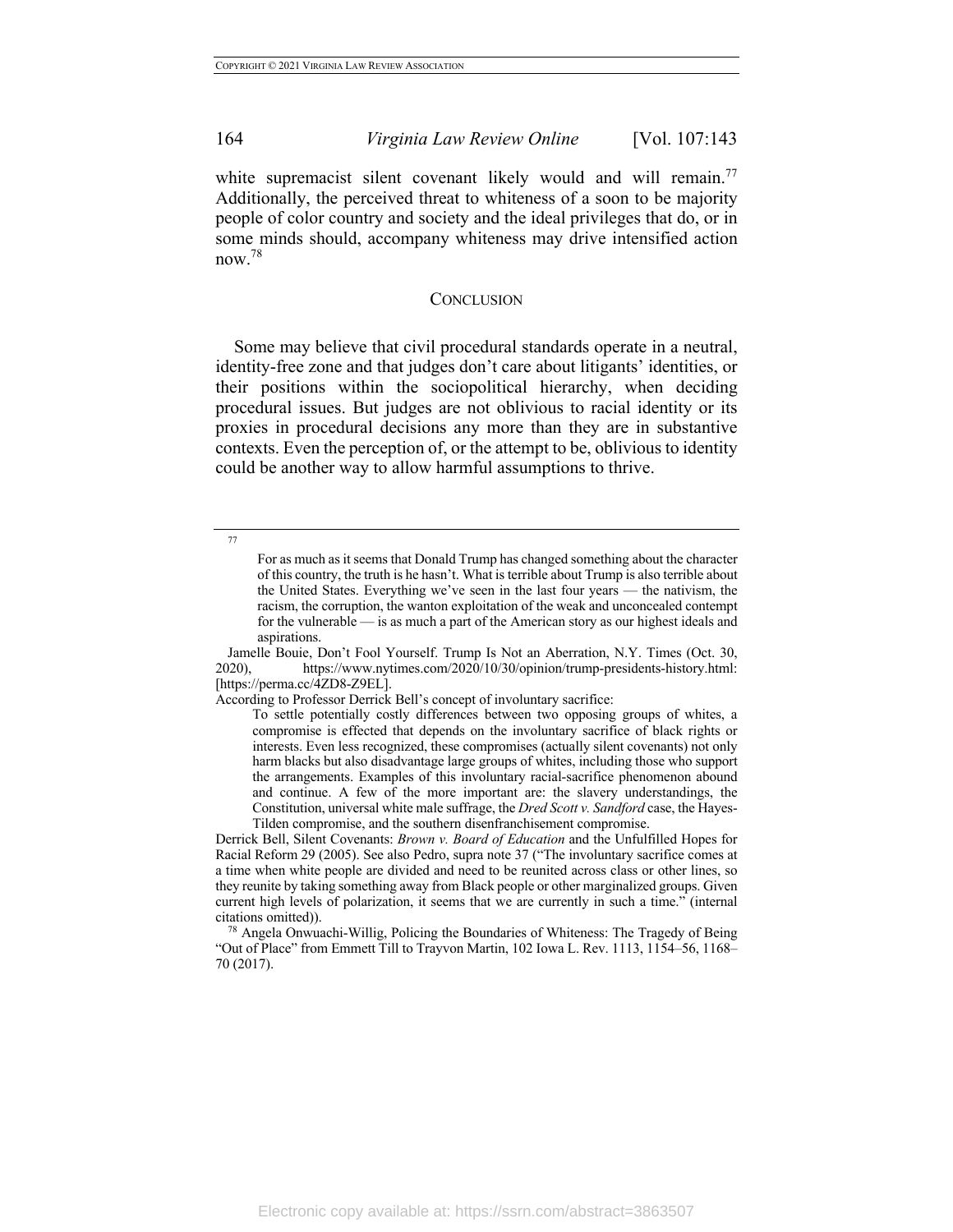white supremacist silent covenant likely would and will remain.[77] Additionally, the perceived threat to whiteness of a soon to be majority people of color country and society and the ideal privileges that do, or in some minds should, accompany whiteness may drive intensified action now.[78]

## CONCLUSION

Some may believe that civil procedural standards operate in a neutral, identity-free zone and that judges don't care about litigants' identities, or their positions within the sociopolitical hierarchy, when deciding procedural issues. But judges are not oblivious to racial identity or its proxies in procedural decisions any more than they are in substantive contexts. Even the perception of, or the attempt to be, oblivious to identity could be another way to allow harmful assumptions to thrive.

---

[77]

> For as much as it seems that Donald Trump has changed something about the character of this country, the truth is he hasn't. What is terrible about Trump is also terrible about the United States. Everything we've seen in the last four years — the nativism, the racism, the corruption, the wanton exploitation of the weak and unconcealed contempt for the vulnerable — is as much a part of the American story as our highest ideals and aspirations.

Jamelle Bouie, Don't Fool Yourself. Trump Is Not an Aberration, N.Y. Times (Oct. 30, 2020), https://www.nytimes.com/2020/10/30/opinion/trump-presidents-history.html: [https://perma.cc/4ZD8-Z9EL].

According to Professor Derrick Bell's concept of involuntary sacrifice:

> To settle potentially costly differences between two opposing groups of whites, a compromise is effected that depends on the involuntary sacrifice of black rights or interests. Even less recognized, these compromises (actually silent covenants) not only harm blacks but also disadvantage large groups of whites, including those who support the arrangements. Examples of this involuntary racial-sacrifice phenomenon abound and continue. A few of the more important are: the slavery understandings, the Constitution, universal white male suffrage, the *Dred Scott v. Sandford* case, the Hayes-Tilden compromise, and the southern disenfranchisement compromise.

Derrick Bell, Silent Covenants: *Brown v. Board of Education* and the Unfulfilled Hopes for Racial Reform 29 (2005). See also Pedro, supra note 37 ("The involuntary sacrifice comes at a time when white people are divided and need to be reunited across class or other lines, so they reunite by taking something away from Black people or other marginalized groups. Given current high levels of polarization, it seems that we are currently in such a time." (internal citations omitted)).

[78] Angela Onwuachi-Willig, Policing the Boundaries of Whiteness: The Tragedy of Being "Out of Place" from Emmett Till to Trayvon Martin, 102 Iowa L. Rev. 1113, 1154–56, 1168–70 (2017).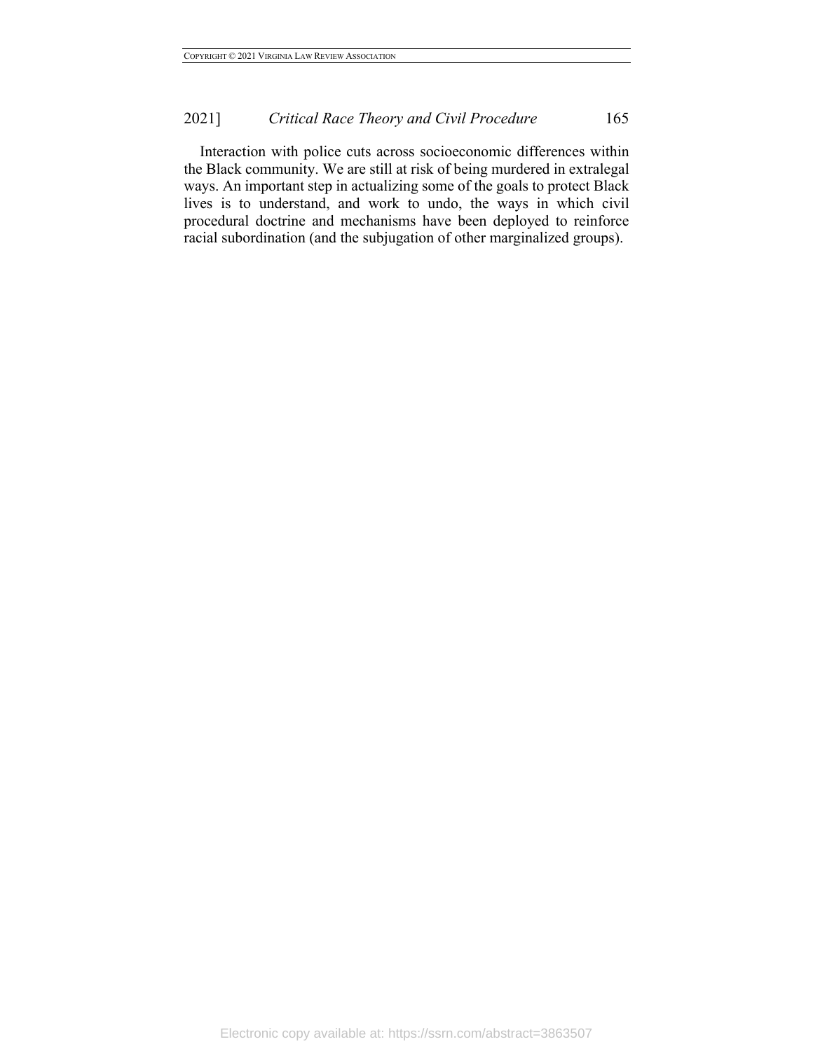Interaction with police cuts across socioeconomic differences within the Black community. We are still at risk of being murdered in extralegal ways. An important step in actualizing some of the goals to protect Black lives is to understand, and work to undo, the ways in which civil procedural doctrine and mechanisms have been deployed to reinforce racial subordination (and the subjugation of other marginalized groups).